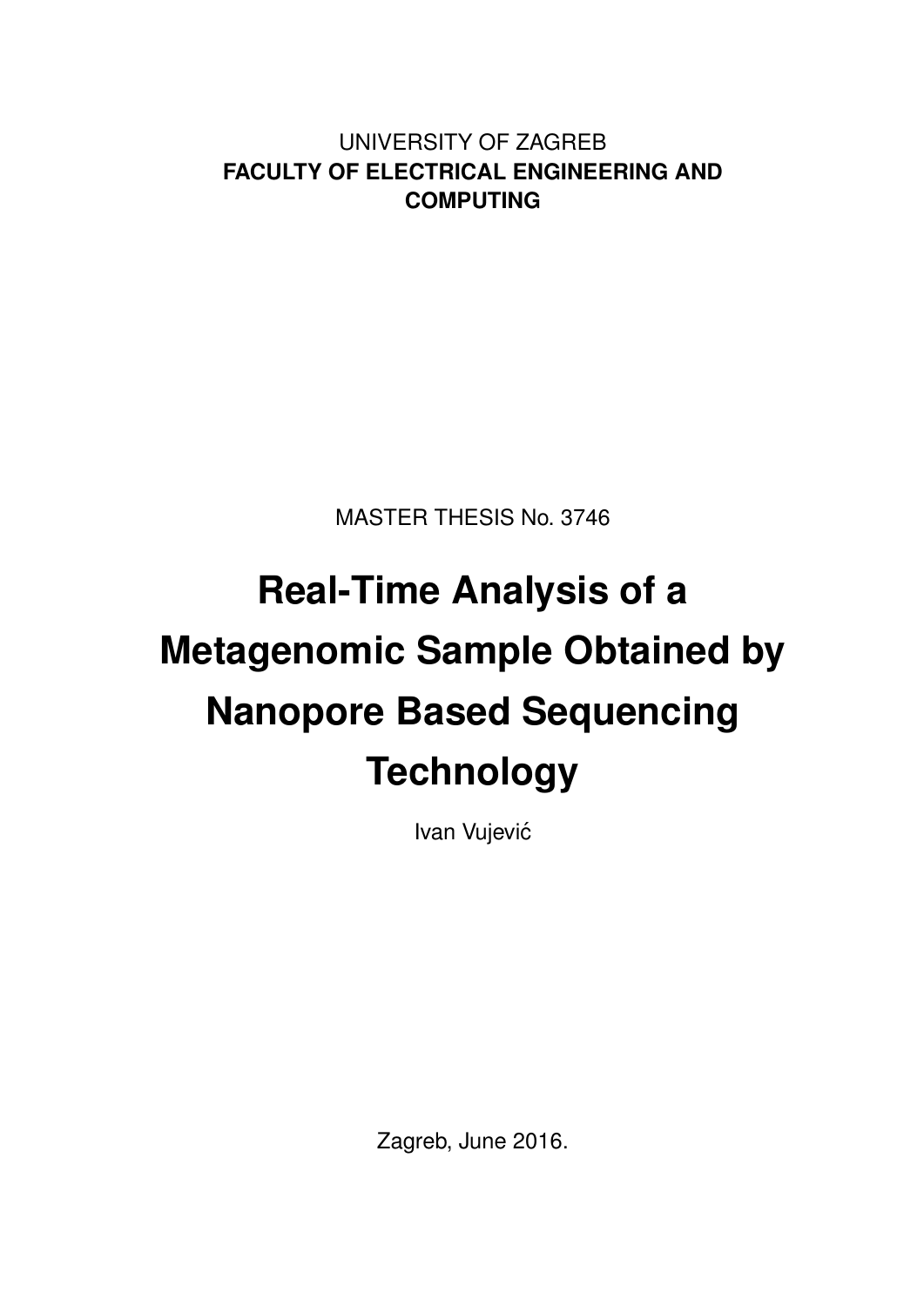UNIVERSITY OF ZAGREB
**FACULTY OF ELECTRICAL ENGINEERING AND COMPUTING**

MASTER THESIS No. 3746

# Real-Time Analysis of a Metagenomic Sample Obtained by Nanopore Based Sequencing Technology

Ivan Vujević

Zagreb, June 2016.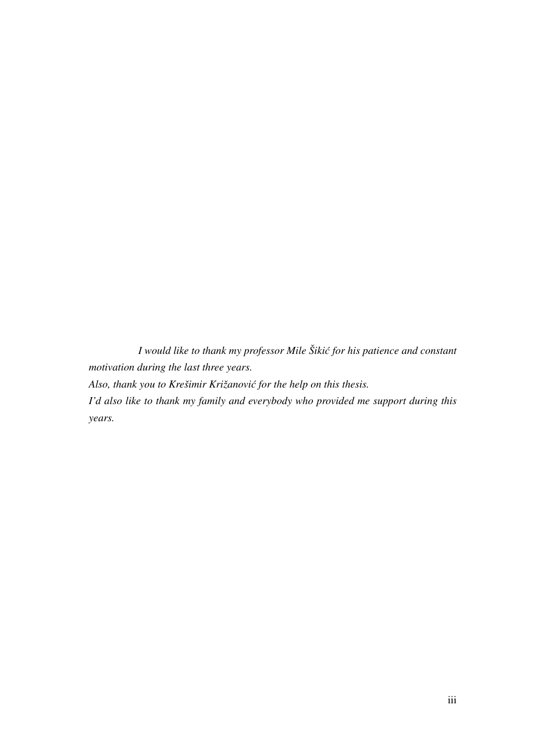*I would like to thank my professor Mile Šikić for his patience and constant motivation during the last three years.*

*Also, thank you to Krešimir Križanović for the help on this thesis.*

*I'd also like to thank my family and everybody who provided me support during this years.*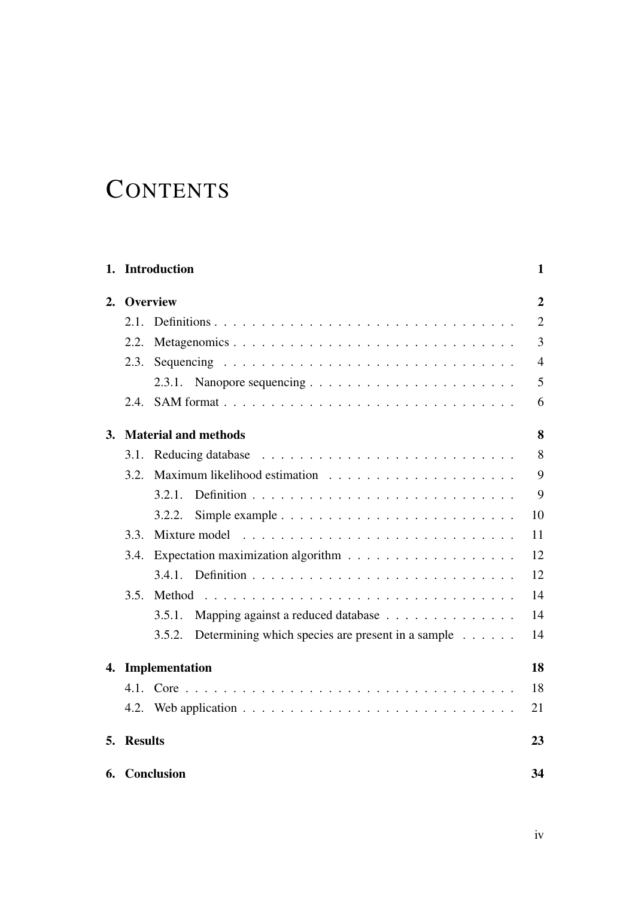# CONTENTS

**1. Introduction** **1**

**2. Overview** **2**

- 2.1. Definitions . . . . . . . . . . . . . . . . . . . . . . . . . . . . . . . . 2
- 2.2. Metagenomics . . . . . . . . . . . . . . . . . . . . . . . . . . . . . . 3
- 2.3. Sequencing . . . . . . . . . . . . . . . . . . . . . . . . . . . . . . . . 4
  - 2.3.1. Nanopore sequencing . . . . . . . . . . . . . . . . . . . . . . 5
- 2.4. SAM format . . . . . . . . . . . . . . . . . . . . . . . . . . . . . . . 6

**3. Material and methods** **8**

- 3.1. Reducing database . . . . . . . . . . . . . . . . . . . . . . . . . . . 8
- 3.2. Maximum likelihood estimation . . . . . . . . . . . . . . . . . . . . 9
  - 3.2.1. Definition . . . . . . . . . . . . . . . . . . . . . . . . . . . . 9
  - 3.2.2. Simple example . . . . . . . . . . . . . . . . . . . . . . . . . 10
- 3.3. Mixture model . . . . . . . . . . . . . . . . . . . . . . . . . . . . . 11
- 3.4. Expectation maximization algorithm . . . . . . . . . . . . . . . . . 12
  - 3.4.1. Definition . . . . . . . . . . . . . . . . . . . . . . . . . . . . 12
- 3.5. Method . . . . . . . . . . . . . . . . . . . . . . . . . . . . . . . . . 14
  - 3.5.1. Mapping against a reduced database . . . . . . . . . . . . . . 14
  - 3.5.2. Determining which species are present in a sample . . . . . . 14

**4. Implementation** **18**

- 4.1. Core . . . . . . . . . . . . . . . . . . . . . . . . . . . . . . . . . . . 18
- 4.2. Web application . . . . . . . . . . . . . . . . . . . . . . . . . . . . 21

**5. Results** **23**

**6. Conclusion** **34**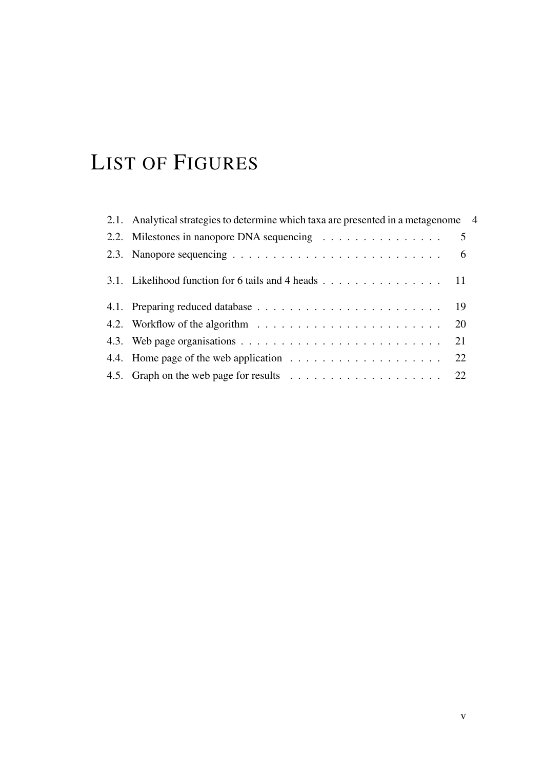# List of Figures

2.1. Analytical strategies to determine which taxa are presented in a metagenome . . . 4
2.2. Milestones in nanopore DNA sequencing . . . . . . . . . . . . . . . 5
2.3. Nanopore sequencing . . . . . . . . . . . . . . . . . . . . . . . . . . . 6

3.1. Likelihood function for 6 tails and 4 heads . . . . . . . . . . . . . . . 11

4.1. Preparing reduced database . . . . . . . . . . . . . . . . . . . . . . . 19
4.2. Workflow of the algorithm . . . . . . . . . . . . . . . . . . . . . . . 20
4.3. Web page organisations . . . . . . . . . . . . . . . . . . . . . . . . . 21
4.4. Home page of the web application . . . . . . . . . . . . . . . . . . . 22
4.5. Graph on the web page for results . . . . . . . . . . . . . . . . . . . 22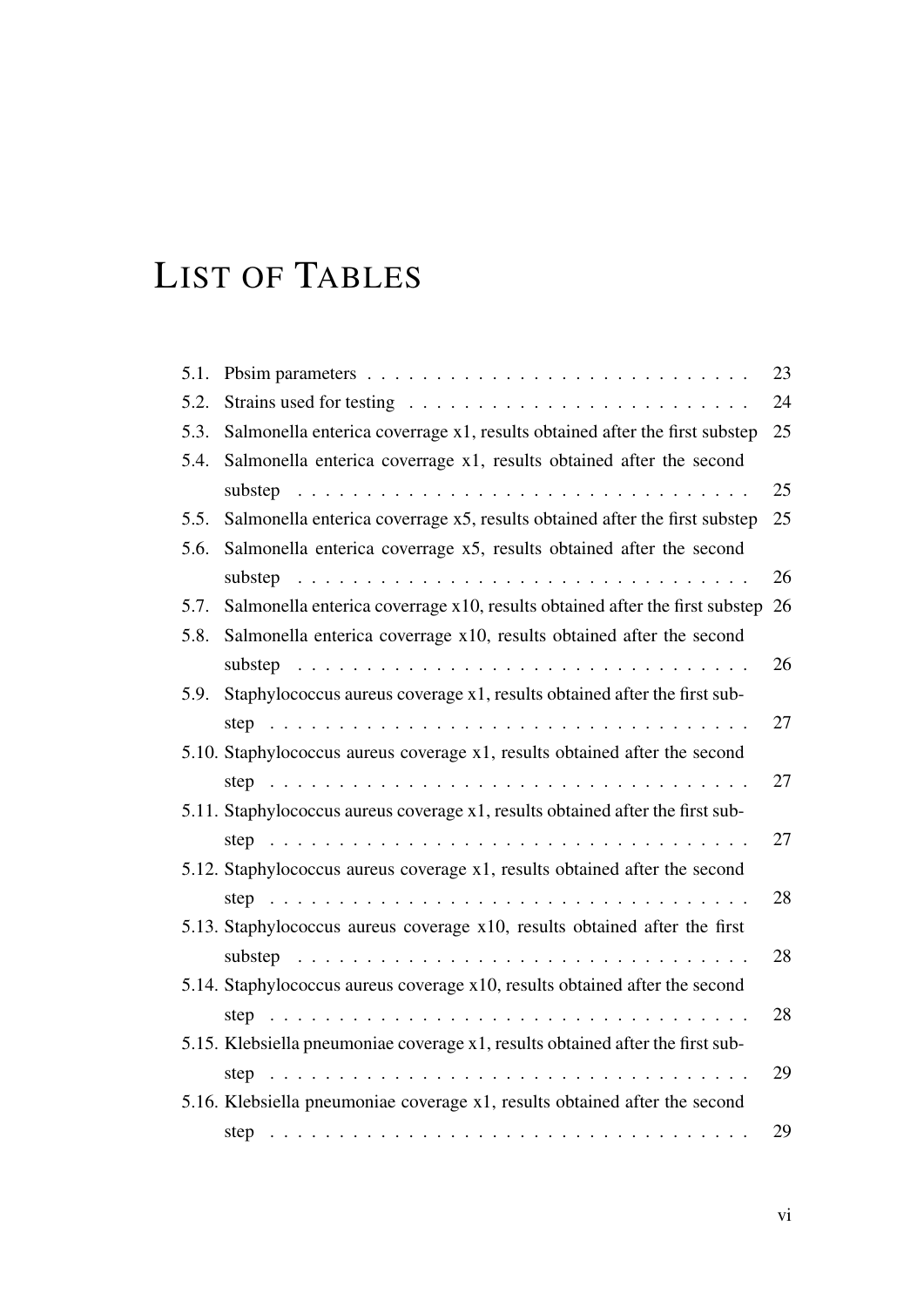# List of Tables

- 5.1. Pbsim parameters . . . . . . . . . . 23
- 5.2. Strains used for testing . . . . . . . . . . 24
- 5.3. Salmonella enterica coverrage x1, results obtained after the first substep 25
- 5.4. Salmonella enterica coverrage x1, results obtained after the second substep . . . . . . . . . . 25
- 5.5. Salmonella enterica coverrage x5, results obtained after the first substep 25
- 5.6. Salmonella enterica coverrage x5, results obtained after the second substep . . . . . . . . . . 26
- 5.7. Salmonella enterica coverrage x10, results obtained after the first substep 26
- 5.8. Salmonella enterica coverrage x10, results obtained after the second substep . . . . . . . . . . 26
- 5.9. Staphylococcus aureus coverage x1, results obtained after the first substep . . . . . . . . . . 27
- 5.10. Staphylococcus aureus coverage x1, results obtained after the second step . . . . . . . . . . 27
- 5.11. Staphylococcus aureus coverage x1, results obtained after the first substep . . . . . . . . . . 27
- 5.12. Staphylococcus aureus coverage x1, results obtained after the second step . . . . . . . . . . 28
- 5.13. Staphylococcus aureus coverage x10, results obtained after the first substep . . . . . . . . . . 28
- 5.14. Staphylococcus aureus coverage x10, results obtained after the second step . . . . . . . . . . 28
- 5.15. Klebsiella pneumoniae coverage x1, results obtained after the first substep . . . . . . . . . . 29
- 5.16. Klebsiella pneumoniae coverage x1, results obtained after the second step . . . . . . . . . . 29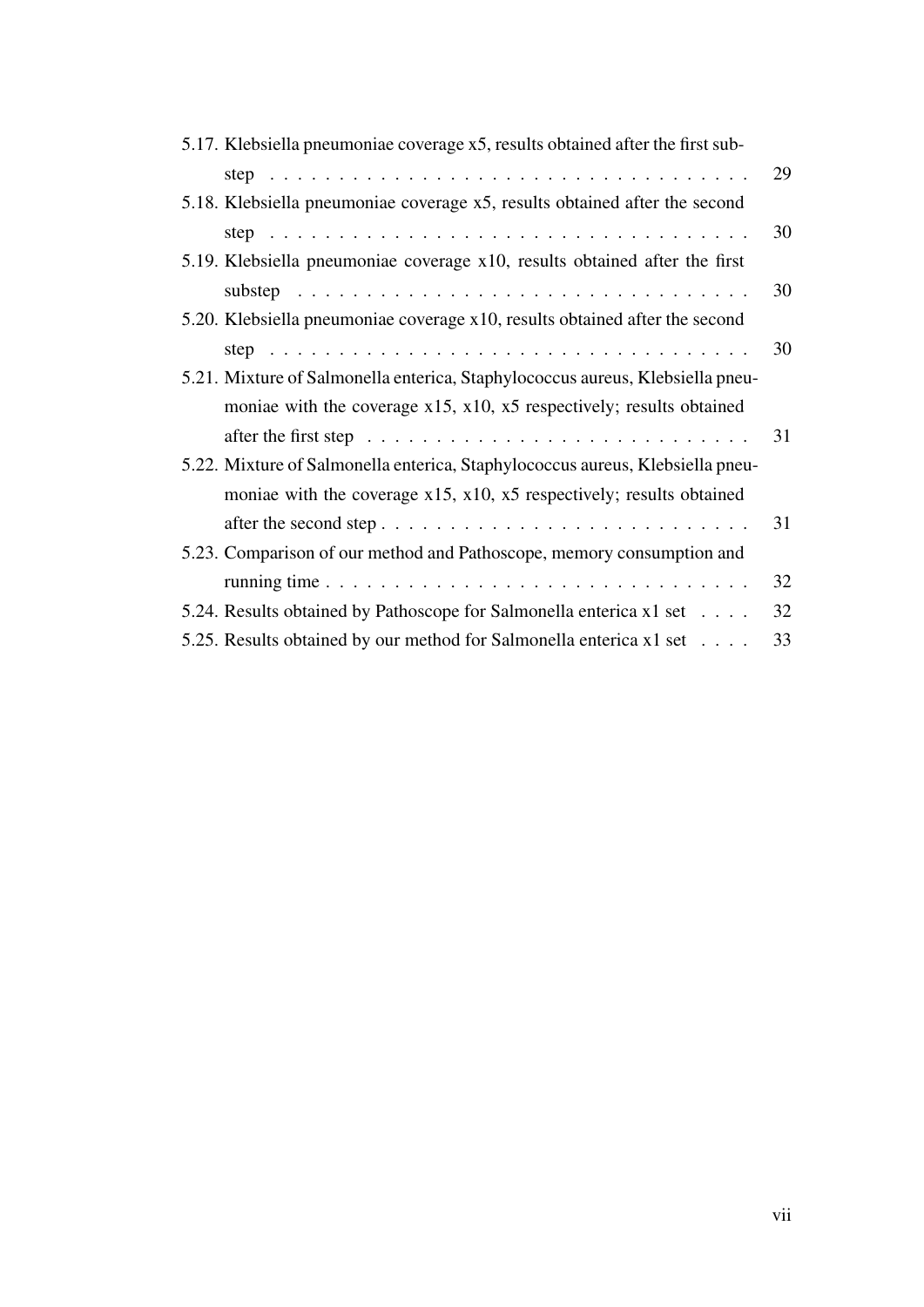5.17. Klebsiella pneumoniae coverage x5, results obtained after the first substep . . . . . . . . . . . . . . . . . . . . . . . . . . . . . . . . . . . 29

5.18. Klebsiella pneumoniae coverage x5, results obtained after the second step . . . . . . . . . . . . . . . . . . . . . . . . . . . . . . . . . . . 30

5.19. Klebsiella pneumoniae coverage x10, results obtained after the first substep . . . . . . . . . . . . . . . . . . . . . . . . . . . . . . . . . 30

5.20. Klebsiella pneumoniae coverage x10, results obtained after the second step . . . . . . . . . . . . . . . . . . . . . . . . . . . . . . . . . . . 30

5.21. Mixture of Salmonella enterica, Staphylococcus aureus, Klebsiella pneumoniae with the coverage x15, x10, x5 respectively; results obtained after the first step . . . . . . . . . . . . . . . . . . . . . . . . . . . 31

5.22. Mixture of Salmonella enterica, Staphylococcus aureus, Klebsiella pneumoniae with the coverage x15, x10, x5 respectively; results obtained after the second step . . . . . . . . . . . . . . . . . . . . . . . . . . 31

5.23. Comparison of our method and Pathoscope, memory consumption and running time . . . . . . . . . . . . . . . . . . . . . . . . . . . . . . . 32

5.24. Results obtained by Pathoscope for Salmonella enterica x1 set . . . . 32

5.25. Results obtained by our method for Salmonella enterica x1 set . . . . 33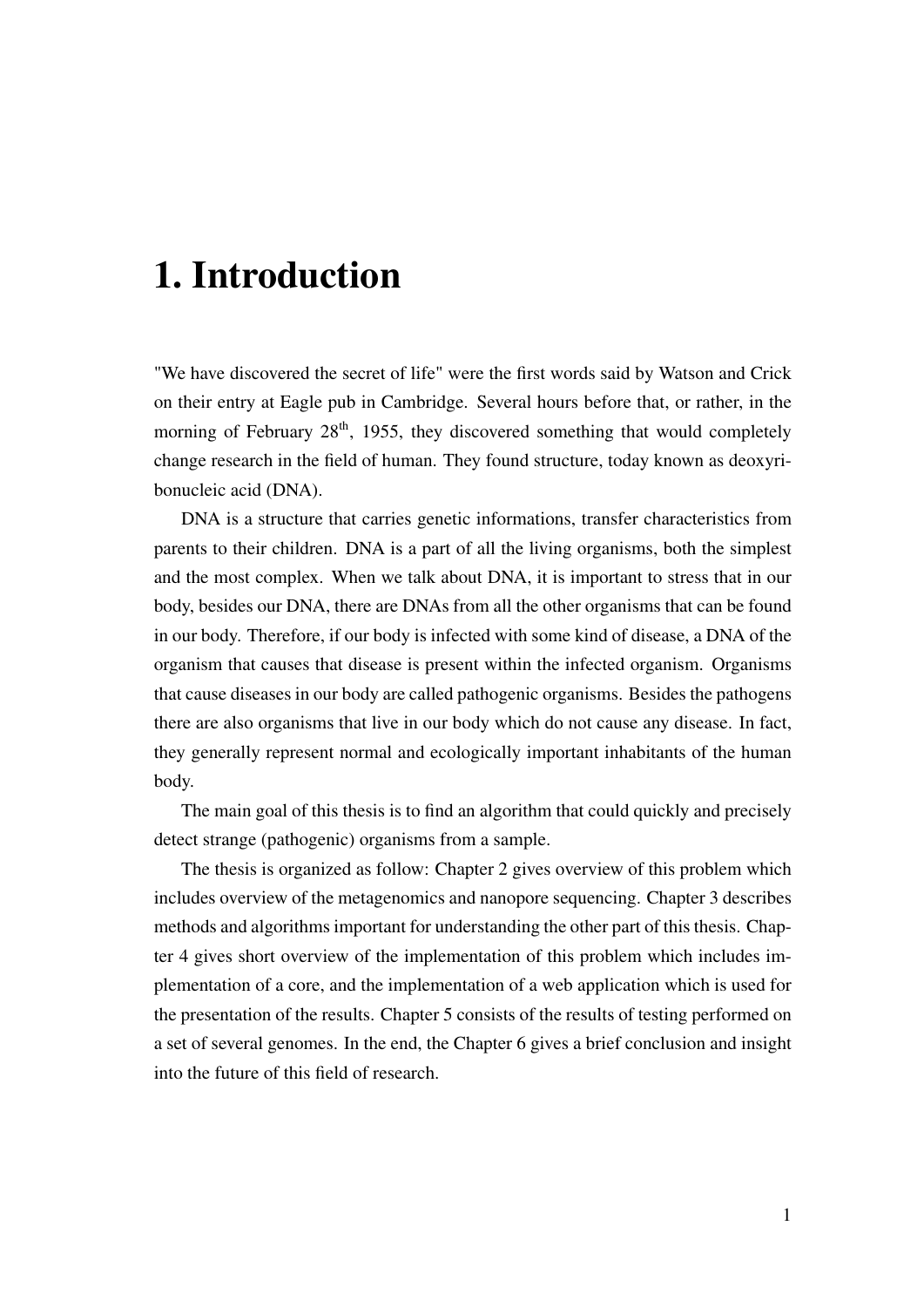# 1. Introduction

"We have discovered the secret of life" were the first words said by Watson and Crick on their entry at Eagle pub in Cambridge. Several hours before that, or rather, in the morning of February 28th, 1955, they discovered something that would completely change research in the field of human. They found structure, today known as deoxyribonucleic acid (DNA).

DNA is a structure that carries genetic informations, transfer characteristics from parents to their children. DNA is a part of all the living organisms, both the simplest and the most complex. When we talk about DNA, it is important to stress that in our body, besides our DNA, there are DNAs from all the other organisms that can be found in our body. Therefore, if our body is infected with some kind of disease, a DNA of the organism that causes that disease is present within the infected organism. Organisms that cause diseases in our body are called pathogenic organisms. Besides the pathogens there are also organisms that live in our body which do not cause any disease. In fact, they generally represent normal and ecologically important inhabitants of the human body.

The main goal of this thesis is to find an algorithm that could quickly and precisely detect strange (pathogenic) organisms from a sample.

The thesis is organized as follow: Chapter 2 gives overview of this problem which includes overview of the metagenomics and nanopore sequencing. Chapter 3 describes methods and algorithms important for understanding the other part of this thesis. Chapter 4 gives short overview of the implementation of this problem which includes implementation of a core, and the implementation of a web application which is used for the presentation of the results. Chapter 5 consists of the results of testing performed on a set of several genomes. In the end, the Chapter 6 gives a brief conclusion and insight into the future of this field of research.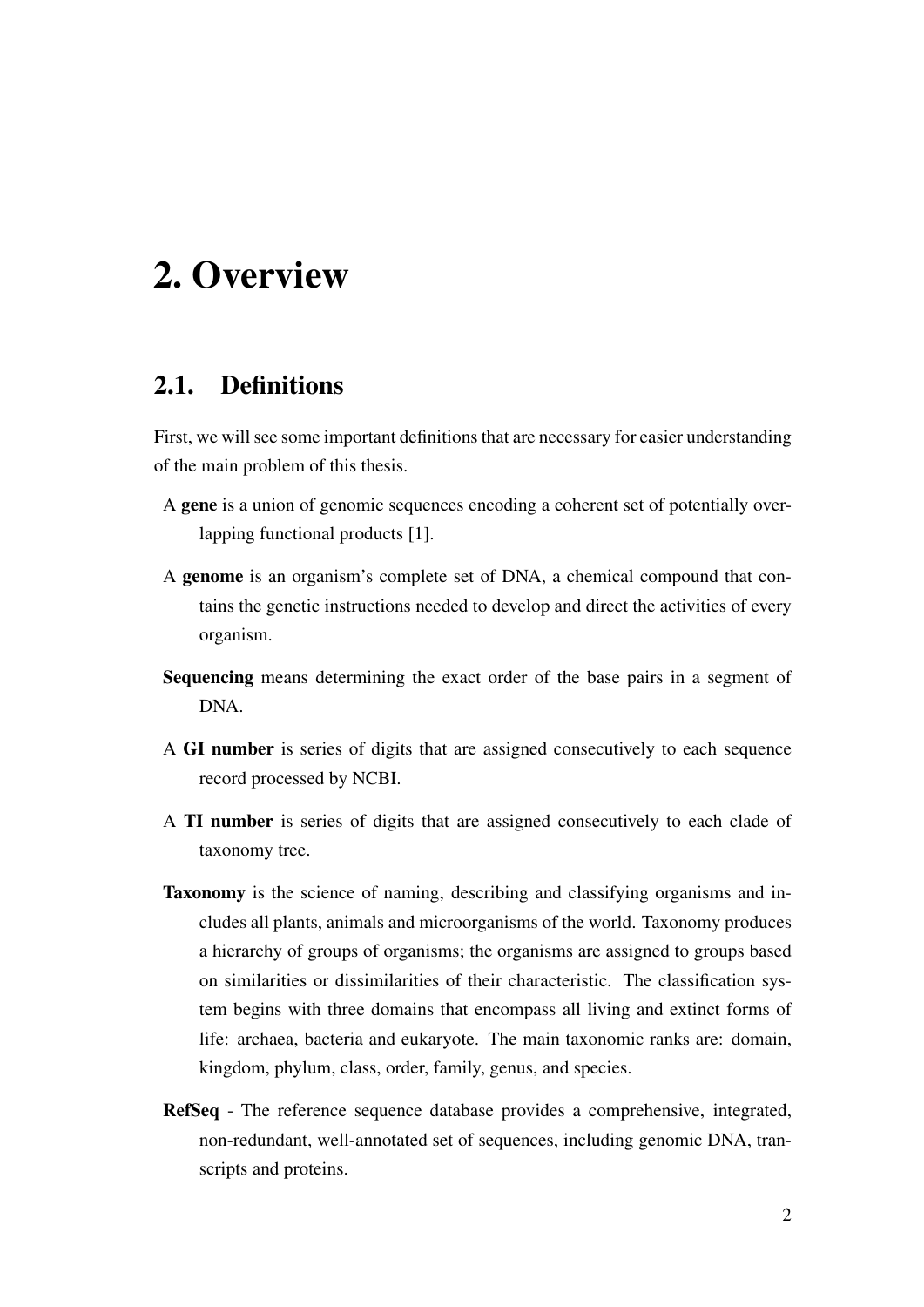# 2. Overview

## 2.1. Definitions

First, we will see some important definitions that are necessary for easier understanding of the main problem of this thesis.

A **gene** is a union of genomic sequences encoding a coherent set of potentially overlapping functional products [1].

A **genome** is an organism's complete set of DNA, a chemical compound that contains the genetic instructions needed to develop and direct the activities of every organism.

**Sequencing** means determining the exact order of the base pairs in a segment of DNA.

A **GI number** is series of digits that are assigned consecutively to each sequence record processed by NCBI.

A **TI number** is series of digits that are assigned consecutively to each clade of taxonomy tree.

**Taxonomy** is the science of naming, describing and classifying organisms and includes all plants, animals and microorganisms of the world. Taxonomy produces a hierarchy of groups of organisms; the organisms are assigned to groups based on similarities or dissimilarities of their characteristic. The classification system begins with three domains that encompass all living and extinct forms of life: archaea, bacteria and eukaryote. The main taxonomic ranks are: domain, kingdom, phylum, class, order, family, genus, and species.

**RefSeq** - The reference sequence database provides a comprehensive, integrated, non-redundant, well-annotated set of sequences, including genomic DNA, transcripts and proteins.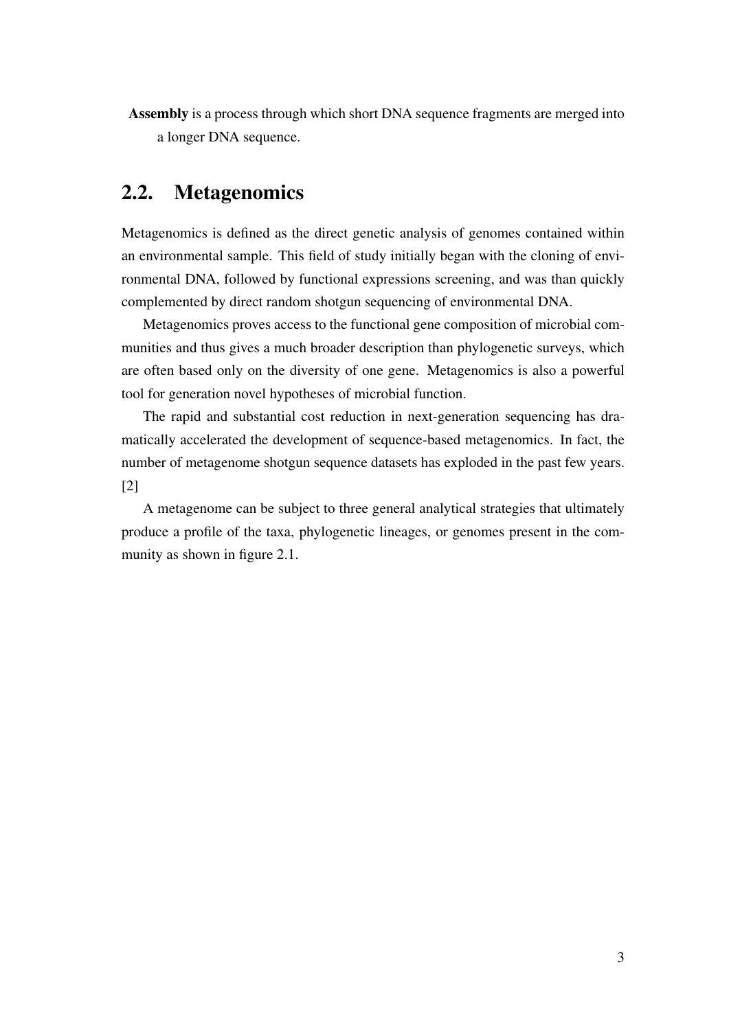**Assembly** is a process through which short DNA sequence fragments are merged into a longer DNA sequence.

## 2.2. Metagenomics

Metagenomics is defined as the direct genetic analysis of genomes contained within an environmental sample. This field of study initially began with the cloning of environmental DNA, followed by functional expressions screening, and was than quickly complemented by direct random shotgun sequencing of environmental DNA.

Metagenomics proves access to the functional gene composition of microbial communities and thus gives a much broader description than phylogenetic surveys, which are often based only on the diversity of one gene. Metagenomics is also a powerful tool for generation novel hypotheses of microbial function.

The rapid and substantial cost reduction in next-generation sequencing has dramatically accelerated the development of sequence-based metagenomics. In fact, the number of metagenome shotgun sequence datasets has exploded in the past few years. [2]

A metagenome can be subject to three general analytical strategies that ultimately produce a profile of the taxa, phylogenetic lineages, or genomes present in the community as shown in figure 2.1.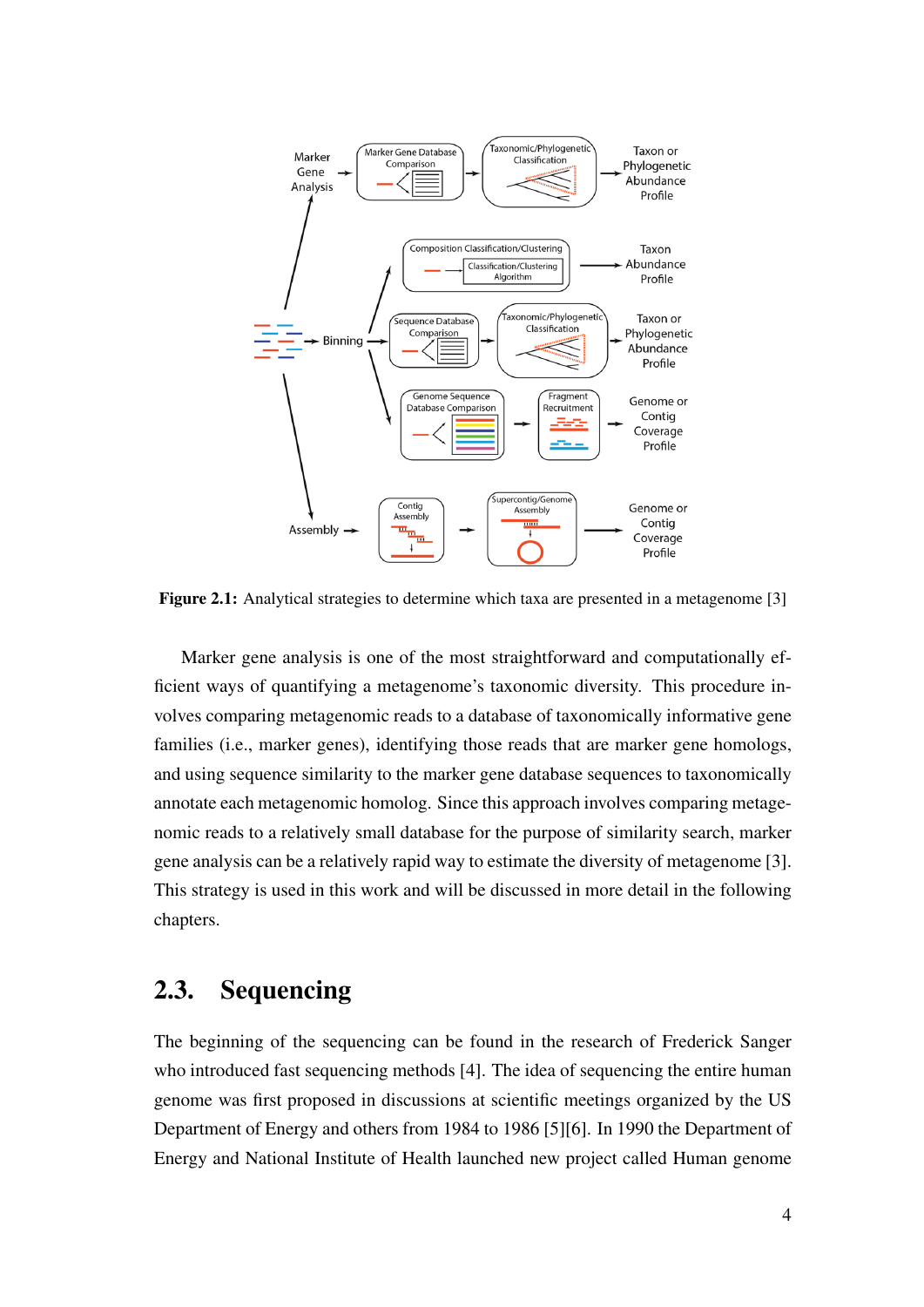**Figure 2.1:** Analytical strategies to determine which taxa are presented in a metagenome [3]

Marker gene analysis is one of the most straightforward and computationally efficient ways of quantifying a metagenome's taxonomic diversity. This procedure involves comparing metagenomic reads to a database of taxonomically informative gene families (i.e., marker genes), identifying those reads that are marker gene homologs, and using sequence similarity to the marker gene database sequences to taxonomically annotate each metagenomic homolog. Since this approach involves comparing metagenomic reads to a relatively small database for the purpose of similarity search, marker gene analysis can be a relatively rapid way to estimate the diversity of metagenome [3]. This strategy is used in this work and will be discussed in more detail in the following chapters.

## 2.3. Sequencing

The beginning of the sequencing can be found in the research of Frederick Sanger who introduced fast sequencing methods [4]. The idea of sequencing the entire human genome was first proposed in discussions at scientific meetings organized by the US Department of Energy and others from 1984 to 1986 [5][6]. In 1990 the Department of Energy and National Institute of Health launched new project called Human genome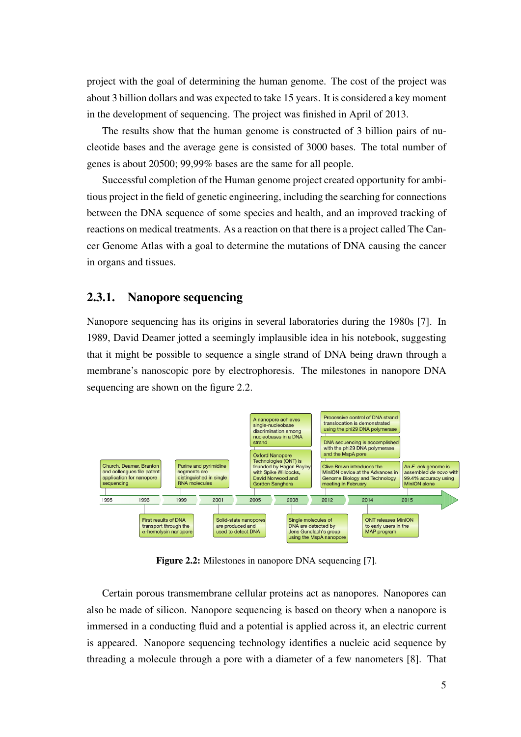project with the goal of determining the human genome. The cost of the project was about 3 billion dollars and was expected to take 15 years. It is considered a key moment in the development of sequencing. The project was finished in April of 2013.

The results show that the human genome is constructed of 3 billion pairs of nucleotide bases and the average gene is consisted of 3000 bases. The total number of genes is about 20500; 99,99% bases are the same for all people.

Successful completion of the Human genome project created opportunity for ambitious project in the field of genetic engineering, including the searching for connections between the DNA sequence of some species and health, and an improved tracking of reactions on medical treatments. As a reaction on that there is a project called The Cancer Genome Atlas with a goal to determine the mutations of DNA causing the cancer in organs and tissues.

### 2.3.1. Nanopore sequencing

Nanopore sequencing has its origins in several laboratories during the 1980s [7]. In 1989, David Deamer jotted a seemingly implausible idea in his notebook, suggesting that it might be possible to sequence a single strand of DNA being drawn through a membrane's nanoscopic pore by electrophoresis. The milestones in nanopore DNA sequencing are shown on the figure 2.2.

**Figure 2.2:** Milestones in nanopore DNA sequencing [7].

Certain porous transmembrane cellular proteins act as nanopores. Nanopores can also be made of silicon. Nanopore sequencing is based on theory when a nanopore is immersed in a conducting fluid and a potential is applied across it, an electric current is appeared. Nanopore sequencing technology identifies a nucleic acid sequence by threading a molecule through a pore with a diameter of a few nanometers [8]. That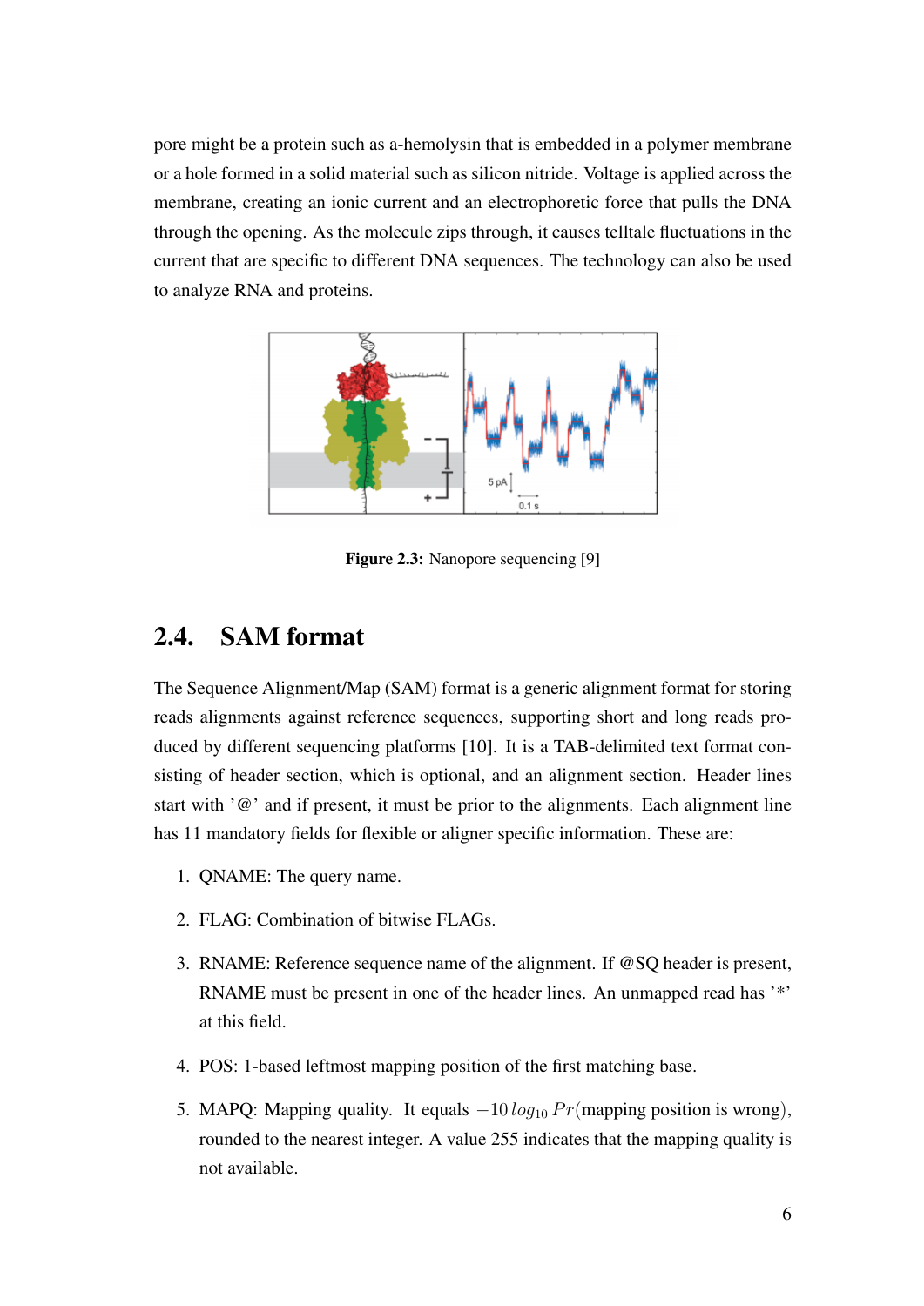pore might be a protein such as a-hemolysin that is embedded in a polymer membrane or a hole formed in a solid material such as silicon nitride. Voltage is applied across the membrane, creating an ionic current and an electrophoretic force that pulls the DNA through the opening. As the molecule zips through, it causes telltale fluctuations in the current that are specific to different DNA sequences. The technology can also be used to analyze RNA and proteins.

**Figure 2.3:** Nanopore sequencing [9]

## 2.4. SAM format

The Sequence Alignment/Map (SAM) format is a generic alignment format for storing reads alignments against reference sequences, supporting short and long reads produced by different sequencing platforms [10]. It is a TAB-delimited text format consisting of header section, which is optional, and an alignment section. Header lines start with '@' and if present, it must be prior to the alignments. Each alignment line has 11 mandatory fields for flexible or aligner specific information. These are:

1. QNAME: The query name.
2. FLAG: Combination of bitwise FLAGs.
3. RNAME: Reference sequence name of the alignment. If @SQ header is present, RNAME must be present in one of the header lines. An unmapped read has '*' at this field.
4. POS: 1-based leftmost mapping position of the first matching base.
5. MAPQ: Mapping quality. It equals $-10\,log_{10}\,Pr(\text{mapping position is wrong})$, rounded to the nearest integer. A value 255 indicates that the mapping quality is not available.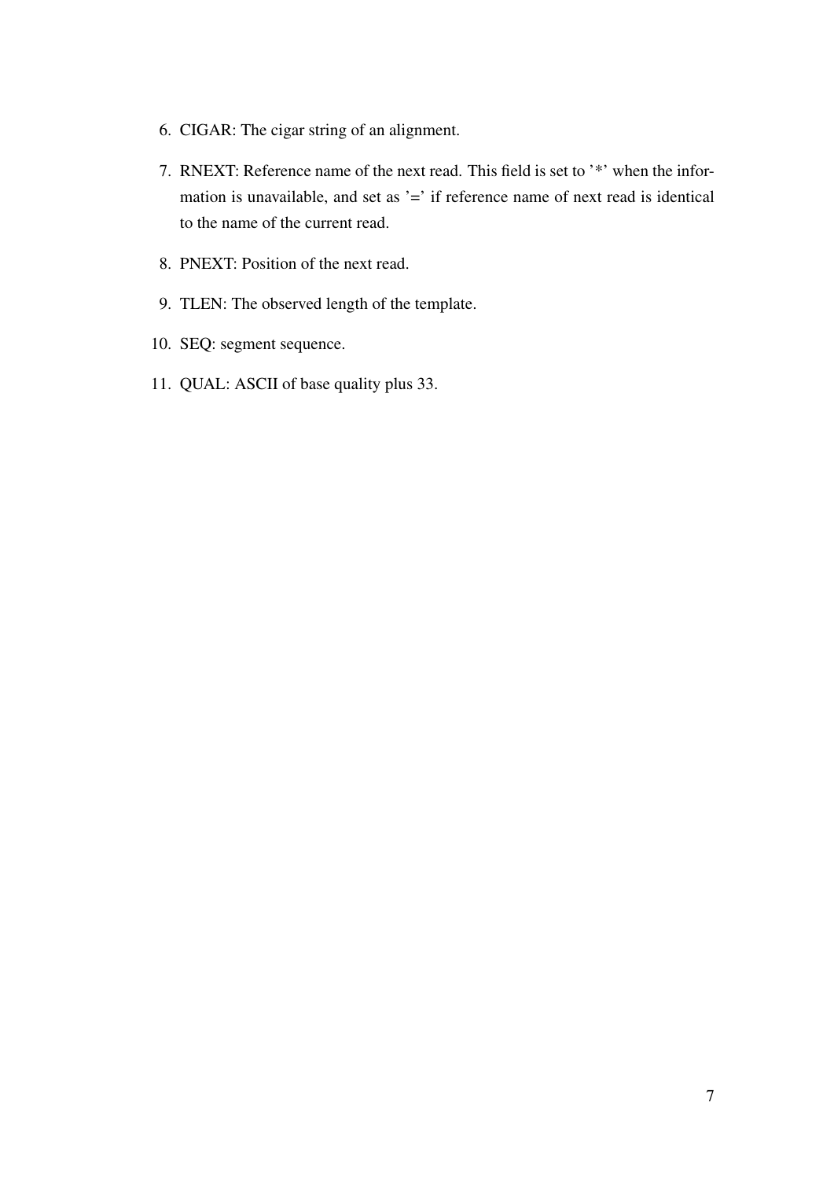6. CIGAR: The cigar string of an alignment.
7. RNEXT: Reference name of the next read. This field is set to '*' when the information is unavailable, and set as '=' if reference name of next read is identical to the name of the current read.
8. PNEXT: Position of the next read.
9. TLEN: The observed length of the template.
10. SEQ: segment sequence.
11. QUAL: ASCII of base quality plus 33.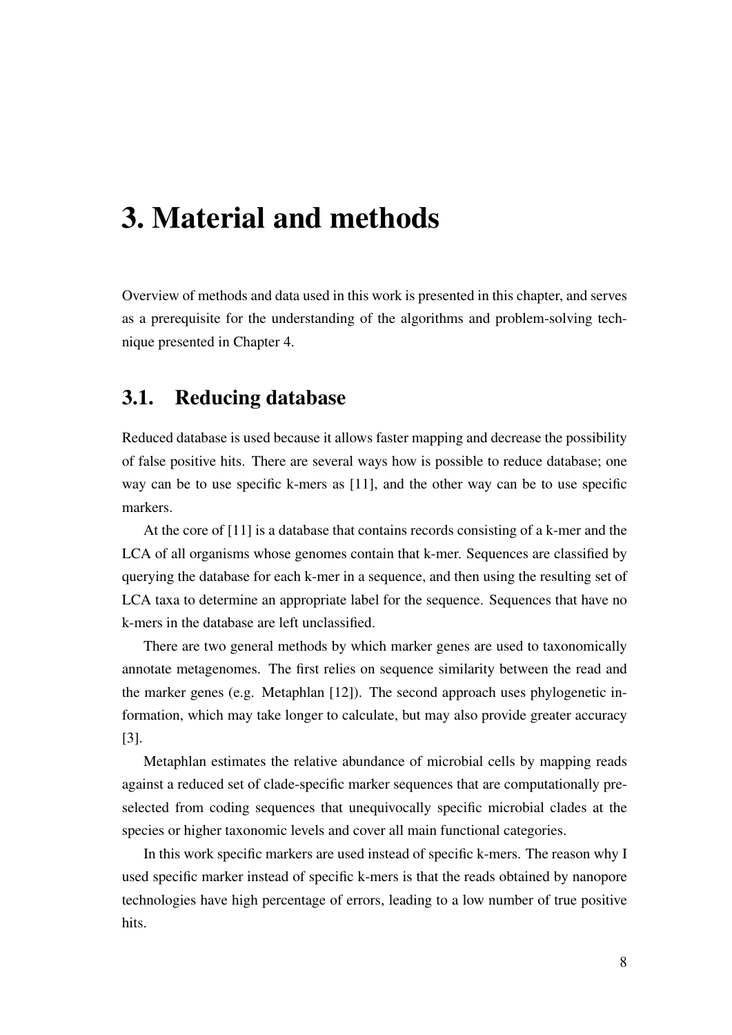# 3. Material and methods

Overview of methods and data used in this work is presented in this chapter, and serves as a prerequisite for the understanding of the algorithms and problem-solving technique presented in Chapter 4.

## 3.1. Reducing database

Reduced database is used because it allows faster mapping and decrease the possibility of false positive hits. There are several ways how is possible to reduce database; one way can be to use specific k-mers as [11], and the other way can be to use specific markers.

At the core of [11] is a database that contains records consisting of a k-mer and the LCA of all organisms whose genomes contain that k-mer. Sequences are classified by querying the database for each k-mer in a sequence, and then using the resulting set of LCA taxa to determine an appropriate label for the sequence. Sequences that have no k-mers in the database are left unclassified.

There are two general methods by which marker genes are used to taxonomically annotate metagenomes. The first relies on sequence similarity between the read and the marker genes (e.g. Metaphlan [12]). The second approach uses phylogenetic information, which may take longer to calculate, but may also provide greater accuracy [3].

Metaphlan estimates the relative abundance of microbial cells by mapping reads against a reduced set of clade-specific marker sequences that are computationally preselected from coding sequences that unequivocally specific microbial clades at the species or higher taxonomic levels and cover all main functional categories.

In this work specific markers are used instead of specific k-mers. The reason why I used specific marker instead of specific k-mers is that the reads obtained by nanopore technologies have high percentage of errors, leading to a low number of true positive hits.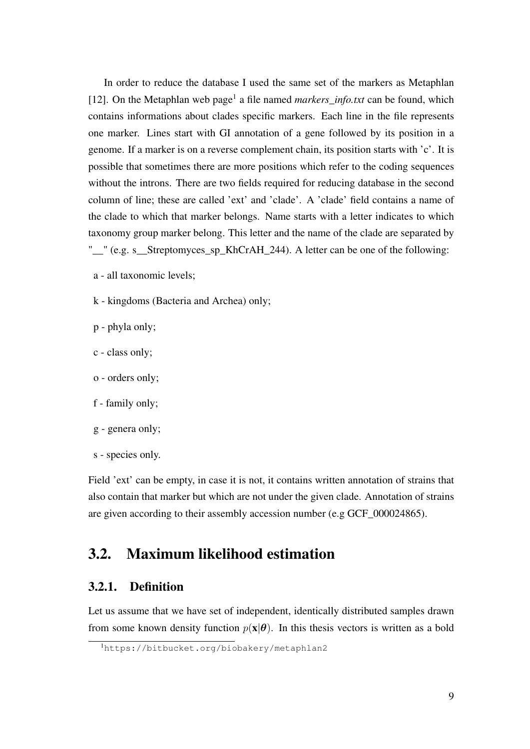In order to reduce the database I used the same set of the markers as Metaphlan [12]. On the Metaphlan web page[1] a file named *markers_info.txt* can be found, which contains informations about clades specific markers. Each line in the file represents one marker. Lines start with GI annotation of a gene followed by its position in a genome. If a marker is on a reverse complement chain, its position starts with 'c'. It is possible that sometimes there are more positions which refer to the coding sequences without the introns. There are two fields required for reducing database in the second column of line; these are called 'ext' and 'clade'. A 'clade' field contains a name of the clade to which that marker belongs. Name starts with a letter indicates to which taxonomy group marker belong. This letter and the name of the clade are separated by "__" (e.g. s__Streptomyces_sp_KhCrAH_244). A letter can be one of the following:

- a - all taxonomic levels;
- k - kingdoms (Bacteria and Archea) only;
- p - phyla only;
- c - class only;
- o - orders only;
- f - family only;
- g - genera only;
- s - species only.

Field 'ext' can be empty, in case it is not, it contains written annotation of strains that also contain that marker but which are not under the given clade. Annotation of strains are given according to their assembly accession number (e.g GCF_000024865).

## 3.2. Maximum likelihood estimation

### 3.2.1. Definition

Let us assume that we have set of independent, identically distributed samples drawn from some known density function $p(\mathbf{x}|\boldsymbol{\theta})$. In this thesis vectors is written as a bold

[1] https://bitbucket.org/biobakery/metaphlan2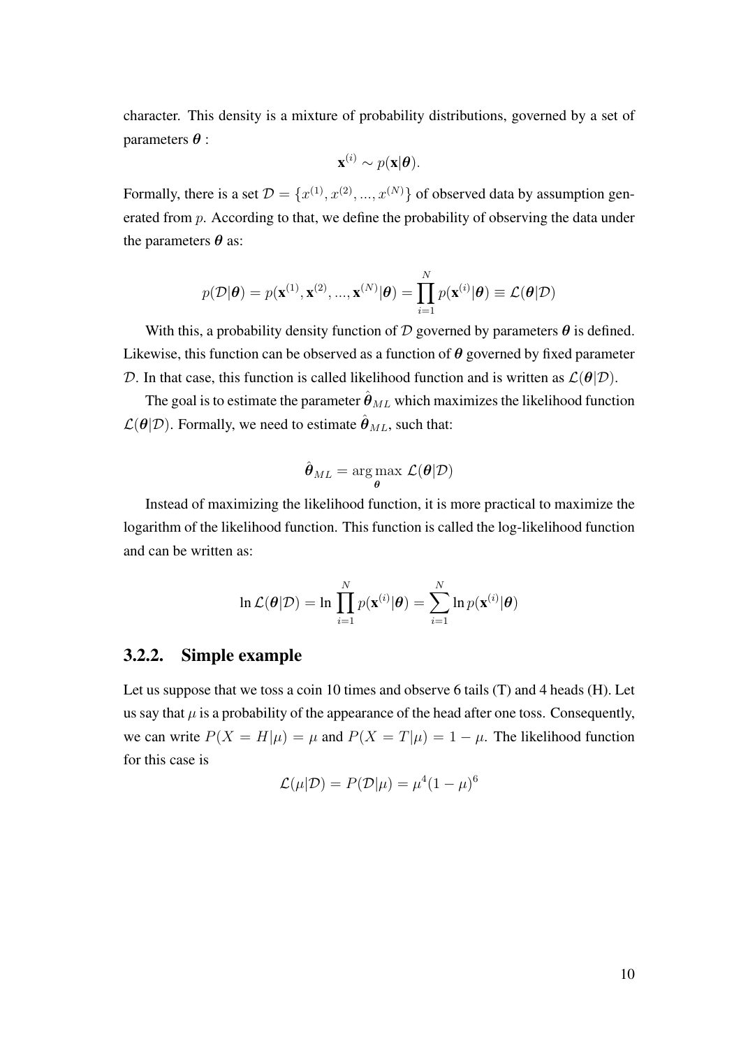character. This density is a mixture of probability distributions, governed by a set of parameters $\boldsymbol{\theta}$ :

$$\mathbf{x}^{(i)} \sim p(\mathbf{x}|\boldsymbol{\theta}).$$

Formally, there is a set $\mathcal{D} = \{x^{(1)}, x^{(2)}, ..., x^{(N)}\}$ of observed data by assumption generated from $p$. According to that, we define the probability of observing the data under the parameters $\boldsymbol{\theta}$ as:

$$p(\mathcal{D}|\boldsymbol{\theta}) = p(\mathbf{x}^{(1)}, \mathbf{x}^{(2)}, ..., \mathbf{x}^{(N)}|\boldsymbol{\theta}) = \prod_{i=1}^{N} p(\mathbf{x}^{(i)}|\boldsymbol{\theta}) \equiv \mathcal{L}(\boldsymbol{\theta}|\mathcal{D})$$

With this, a probability density function of $\mathcal{D}$ governed by parameters $\boldsymbol{\theta}$ is defined. Likewise, this function can be observed as a function of $\boldsymbol{\theta}$ governed by fixed parameter $\mathcal{D}$. In that case, this function is called likelihood function and is written as $\mathcal{L}(\boldsymbol{\theta}|\mathcal{D})$.

The goal is to estimate the parameter $\hat{\boldsymbol{\theta}}_{ML}$ which maximizes the likelihood function $\mathcal{L}(\boldsymbol{\theta}|\mathcal{D})$. Formally, we need to estimate $\hat{\boldsymbol{\theta}}_{ML}$, such that:

$$\hat{\boldsymbol{\theta}}_{ML} = \arg\max_{\boldsymbol{\theta}} \ \mathcal{L}(\boldsymbol{\theta}|\mathcal{D})$$

Instead of maximizing the likelihood function, it is more practical to maximize the logarithm of the likelihood function. This function is called the log-likelihood function and can be written as:

$$\ln \mathcal{L}(\boldsymbol{\theta}|\mathcal{D}) = \ln \prod_{i=1}^{N} p(\mathbf{x}^{(i)}|\boldsymbol{\theta}) = \sum_{i=1}^{N} \ln p(\mathbf{x}^{(i)}|\boldsymbol{\theta})$$

### 3.2.2. Simple example

Let us suppose that we toss a coin 10 times and observe 6 tails (T) and 4 heads (H). Let us say that $\mu$ is a probability of the appearance of the head after one toss. Consequently, we can write $P(X = H|\mu) = \mu$ and $P(X = T|\mu) = 1 - \mu$. The likelihood function for this case is

$$\mathcal{L}(\mu|\mathcal{D}) = P(\mathcal{D}|\mu) = \mu^4(1 - \mu)^6$$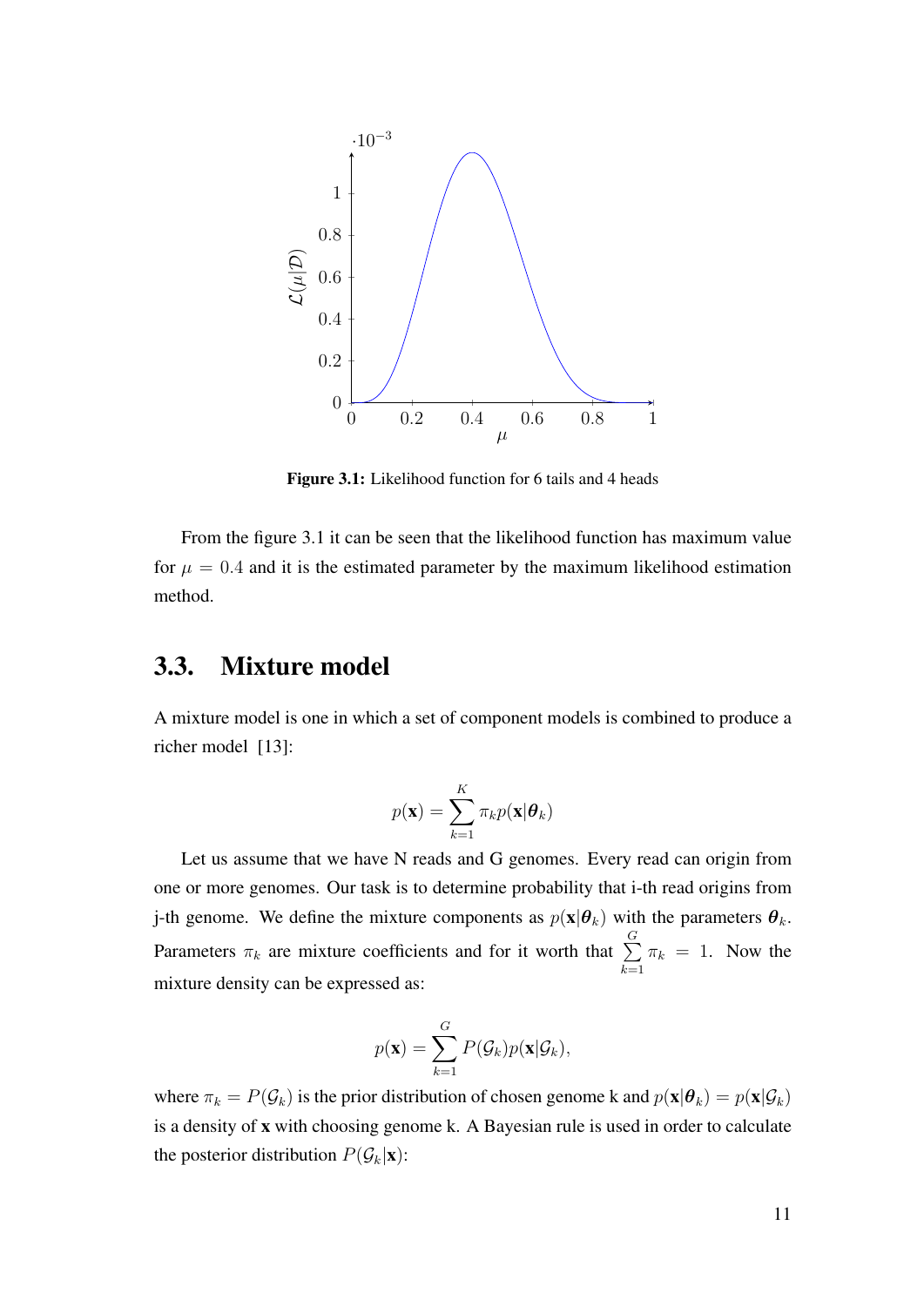Figure 3.1: Likelihood function for 6 tails and 4 heads

From the figure 3.1 it can be seen that the likelihood function has maximum value for $\mu = 0.4$ and it is the estimated parameter by the maximum likelihood estimation method.

## 3.3. Mixture model

A mixture model is one in which a set of component models is combined to produce a richer model [13]:

$$p(\mathbf{x}) = \sum_{k=1}^{K} \pi_k p(\mathbf{x}|\boldsymbol{\theta}_k)$$

Let us assume that we have N reads and G genomes. Every read can origin from one or more genomes. Our task is to determine probability that i-th read origins from j-th genome. We define the mixture components as $p(\mathbf{x}|\boldsymbol{\theta}_k)$ with the parameters $\boldsymbol{\theta}_k$. Parameters $\pi_k$ are mixture coefficients and for it worth that $\sum_{k=1}^{G} \pi_k = 1$. Now the mixture density can be expressed as:

$$p(\mathbf{x}) = \sum_{k=1}^{G} P(\mathcal{G}_k) p(\mathbf{x}|\mathcal{G}_k),$$

where $\pi_k = P(\mathcal{G}_k)$ is the prior distribution of chosen genome k and $p(\mathbf{x}|\boldsymbol{\theta}_k) = p(\mathbf{x}|\mathcal{G}_k)$ is a density of **x** with choosing genome k. A Bayesian rule is used in order to calculate the posterior distribution $P(\mathcal{G}_k|\mathbf{x})$: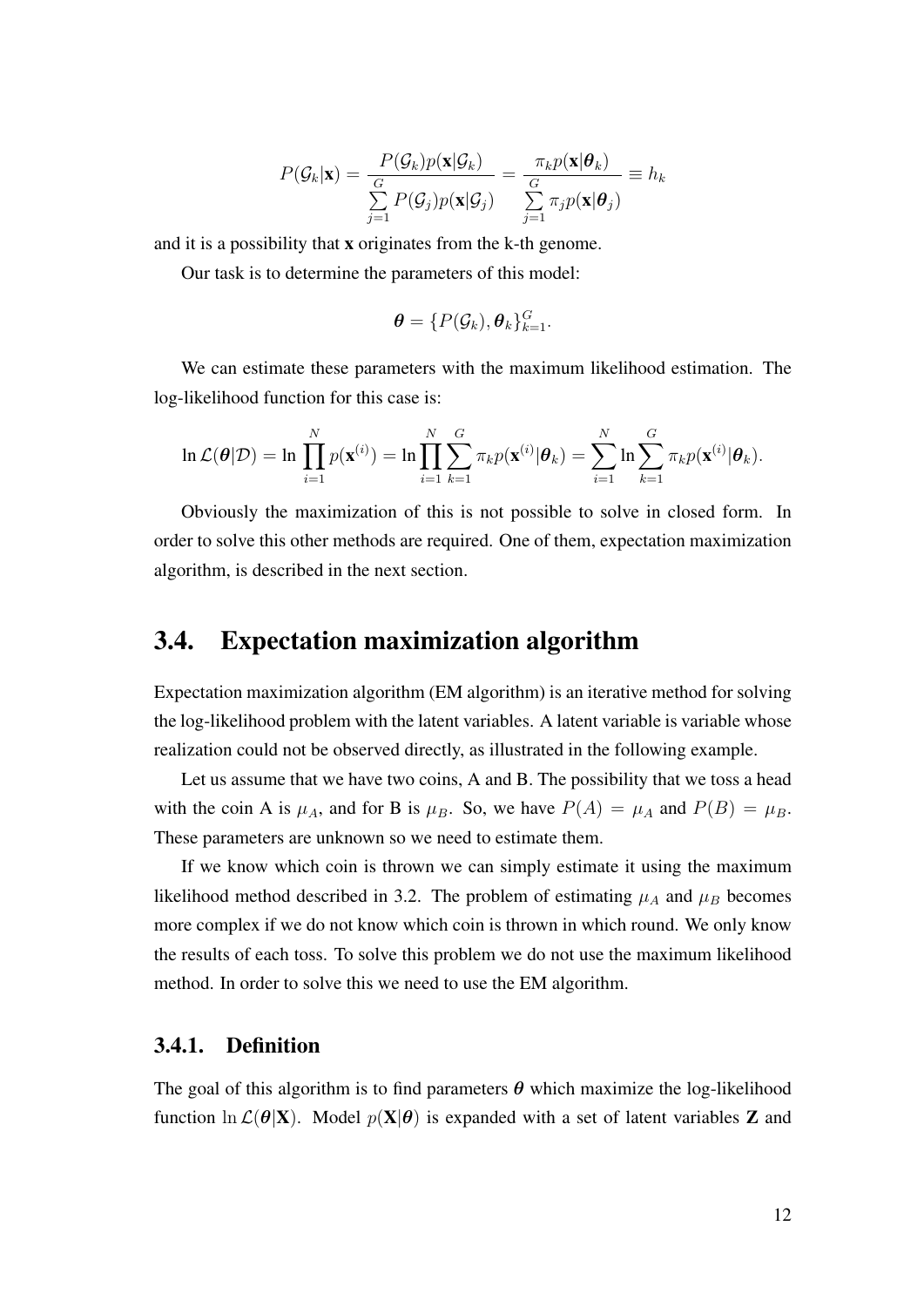$$P(\mathcal{G}_k|\mathbf{x}) = \frac{P(\mathcal{G}_k)p(\mathbf{x}|\mathcal{G}_k)}{\sum\limits_{j=1}^{G} P(\mathcal{G}_j)p(\mathbf{x}|\mathcal{G}_j)} = \frac{\pi_k p(\mathbf{x}|\boldsymbol{\theta}_k)}{\sum\limits_{j=1}^{G} \pi_j p(\mathbf{x}|\boldsymbol{\theta}_j)} \equiv h_k$$

and it is a possibility that $\mathbf{x}$ originates from the k-th genome.

Our task is to determine the parameters of this model:

$$\boldsymbol{\theta} = \{P(\mathcal{G}_k), \boldsymbol{\theta}_k\}_{k=1}^{G}.$$

We can estimate these parameters with the maximum likelihood estimation. The log-likelihood function for this case is:

$$\ln \mathcal{L}(\boldsymbol{\theta}|\mathcal{D}) = \ln \prod_{i=1}^{N} p(\mathbf{x}^{(i)}) = \ln \prod_{i=1}^{N} \sum_{k=1}^{G} \pi_k p(\mathbf{x}^{(i)}|\boldsymbol{\theta}_k) = \sum_{i=1}^{N} \ln \sum_{k=1}^{G} \pi_k p(\mathbf{x}^{(i)}|\boldsymbol{\theta}_k).$$

Obviously the maximization of this is not possible to solve in closed form. In order to solve this other methods are required. One of them, expectation maximization algorithm, is described in the next section.

## 3.4. Expectation maximization algorithm

Expectation maximization algorithm (EM algorithm) is an iterative method for solving the log-likelihood problem with the latent variables. A latent variable is variable whose realization could not be observed directly, as illustrated in the following example.

Let us assume that we have two coins, A and B. The possibility that we toss a head with the coin A is $\mu_A$, and for B is $\mu_B$. So, we have $P(A) = \mu_A$ and $P(B) = \mu_B$. These parameters are unknown so we need to estimate them.

If we know which coin is thrown we can simply estimate it using the maximum likelihood method described in 3.2. The problem of estimating $\mu_A$ and $\mu_B$ becomes more complex if we do not know which coin is thrown in which round. We only know the results of each toss. To solve this problem we do not use the maximum likelihood method. In order to solve this we need to use the EM algorithm.

### 3.4.1. Definition

The goal of this algorithm is to find parameters $\boldsymbol{\theta}$ which maximize the log-likelihood function $\ln \mathcal{L}(\boldsymbol{\theta}|\mathbf{X})$. Model $p(\mathbf{X}|\boldsymbol{\theta})$ is expanded with a set of latent variables $\mathbf{Z}$ and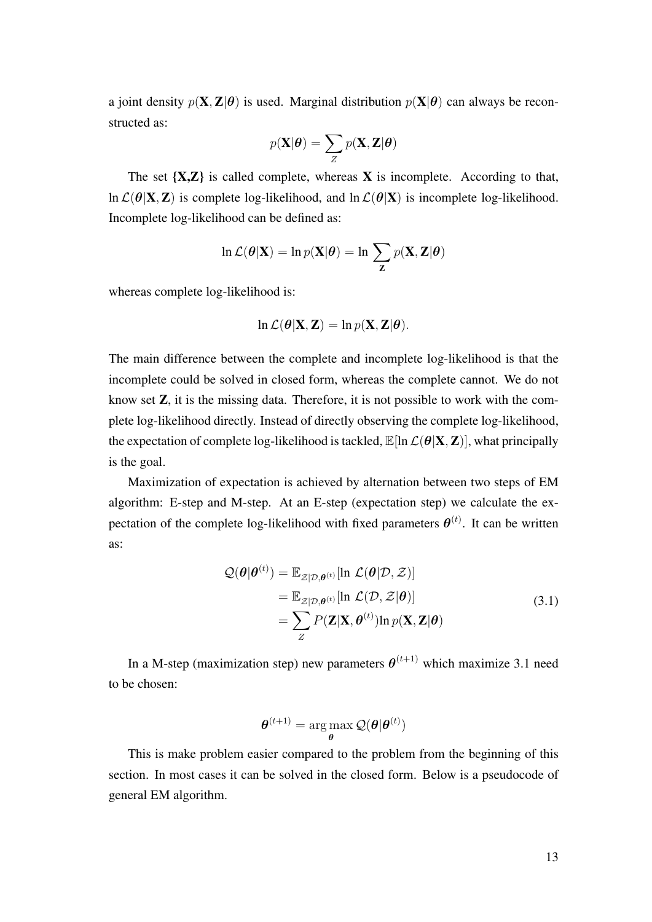a joint density $p(\mathbf{X}, \mathbf{Z}|\boldsymbol{\theta})$ is used. Marginal distribution $p(\mathbf{X}|\boldsymbol{\theta})$ can always be reconstructed as:

$$p(\mathbf{X}|\boldsymbol{\theta}) = \sum_{Z} p(\mathbf{X}, \mathbf{Z}|\boldsymbol{\theta})$$

The set **{X,Z}** is called complete, whereas **X** is incomplete. According to that, $\ln \mathcal{L}(\boldsymbol{\theta}|\mathbf{X}, \mathbf{Z})$ is complete log-likelihood, and $\ln \mathcal{L}(\boldsymbol{\theta}|\mathbf{X})$ is incomplete log-likelihood. Incomplete log-likelihood can be defined as:

$$\ln \mathcal{L}(\boldsymbol{\theta}|\mathbf{X}) = \ln p(\mathbf{X}|\boldsymbol{\theta}) = \ln \sum_{\mathbf{Z}} p(\mathbf{X}, \mathbf{Z}|\boldsymbol{\theta})$$

whereas complete log-likelihood is:

$$\ln \mathcal{L}(\boldsymbol{\theta}|\mathbf{X}, \mathbf{Z}) = \ln p(\mathbf{X}, \mathbf{Z}|\boldsymbol{\theta}).$$

The main difference between the complete and incomplete log-likelihood is that the incomplete could be solved in closed form, whereas the complete cannot. We do not know set **Z**, it is the missing data. Therefore, it is not possible to work with the complete log-likelihood directly. Instead of directly observing the complete log-likelihood, the expectation of complete log-likelihood is tackled, $\mathbb{E}[\ln \mathcal{L}(\boldsymbol{\theta}|\mathbf{X}, \mathbf{Z})]$, what principally is the goal.

Maximization of expectation is achieved by alternation between two steps of EM algorithm: E-step and M-step. At an E-step (expectation step) we calculate the expectation of the complete log-likelihood with fixed parameters $\boldsymbol{\theta}^{(t)}$. It can be written as:

$$\begin{aligned}
\mathcal{Q}(\boldsymbol{\theta}|\boldsymbol{\theta}^{(t)}) &= \mathbb{E}_{\mathcal{Z}|\mathcal{D},\boldsymbol{\theta}^{(t)}}[\ln\ \mathcal{L}(\boldsymbol{\theta}|\mathcal{D}, \mathcal{Z})] \\
&= \mathbb{E}_{\mathcal{Z}|\mathcal{D},\boldsymbol{\theta}^{(t)}}[\ln\ \mathcal{L}(\mathcal{D}, \mathcal{Z}|\boldsymbol{\theta})] \\
&= \sum_{Z} P(\mathbf{Z}|\mathbf{X}, \boldsymbol{\theta}^{(t)}) \ln p(\mathbf{X}, \mathbf{Z}|\boldsymbol{\theta})
\end{aligned} \tag{3.1}$$

In a M-step (maximization step) new parameters $\boldsymbol{\theta}^{(t+1)}$ which maximize 3.1 need to be chosen:

$$\boldsymbol{\theta}^{(t+1)} = \arg\max_{\boldsymbol{\theta}} \mathcal{Q}(\boldsymbol{\theta}|\boldsymbol{\theta}^{(t)})$$

This is make problem easier compared to the problem from the beginning of this section. In most cases it can be solved in the closed form. Below is a pseudocode of general EM algorithm.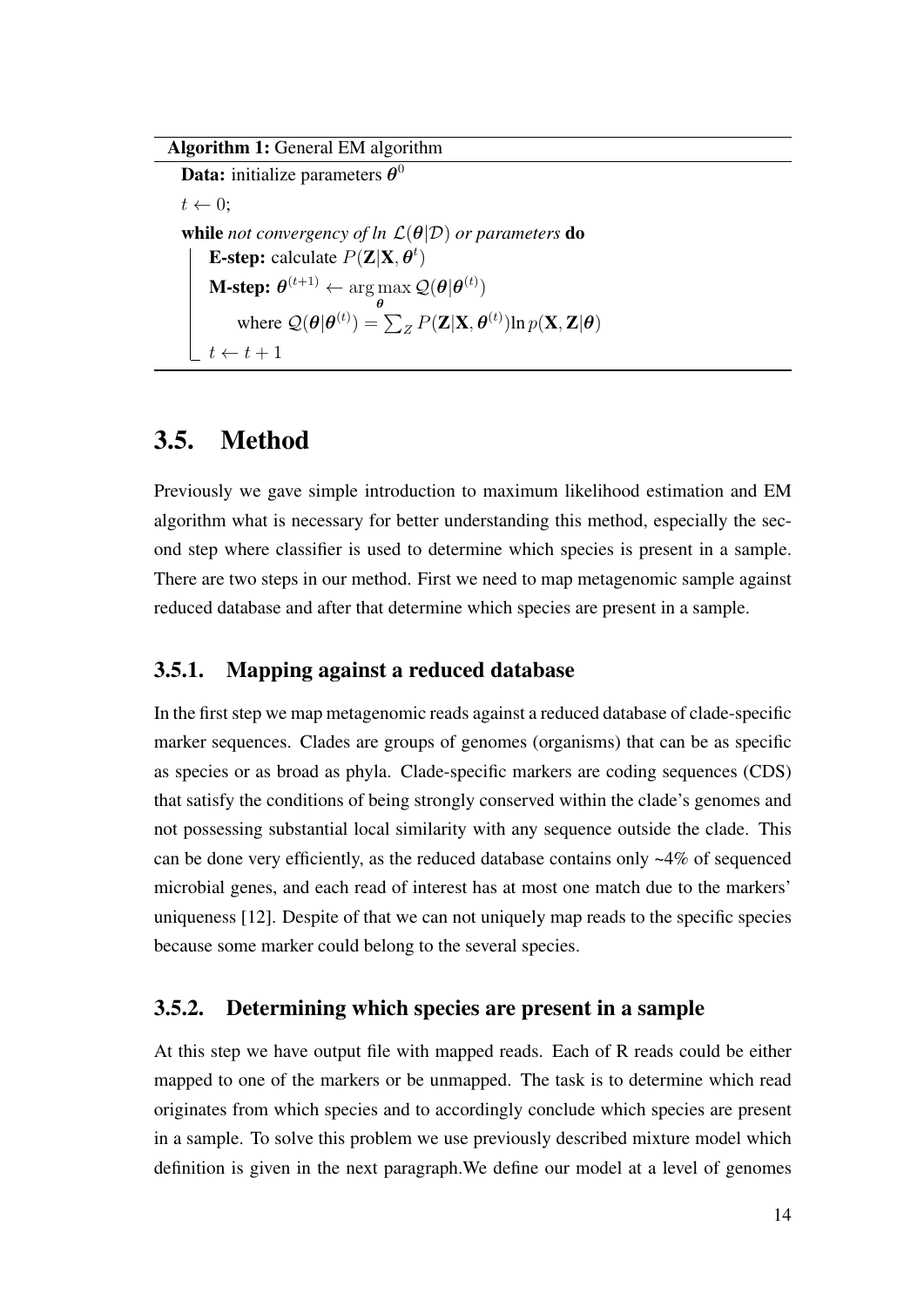**Algorithm 1:** General EM algorithm

**Data:** initialize parameters $\boldsymbol{\theta}^0$

$t \leftarrow 0$;

**while** *not convergency of ln* $\mathcal{L}(\boldsymbol{\theta}|\mathcal{D})$ *or parameters* **do**

  **E-step:** calculate $P(\mathbf{Z}|\mathbf{X}, \boldsymbol{\theta}^t)$

  **M-step:** $\boldsymbol{\theta}^{(t+1)} \leftarrow \arg\max_{\boldsymbol{\theta}} \mathcal{Q}(\boldsymbol{\theta}|\boldsymbol{\theta}^{(t)})$

    where $\mathcal{Q}(\boldsymbol{\theta}|\boldsymbol{\theta}^{(t)}) = \sum_Z P(\mathbf{Z}|\mathbf{X}, \boldsymbol{\theta}^{(t)}) \ln p(\mathbf{X}, \mathbf{Z}|\boldsymbol{\theta})$

  $t \leftarrow t + 1$

## 3.5. Method

Previously we gave simple introduction to maximum likelihood estimation and EM algorithm what is necessary for better understanding this method, especially the second step where classifier is used to determine which species is present in a sample. There are two steps in our method. First we need to map metagenomic sample against reduced database and after that determine which species are present in a sample.

### 3.5.1. Mapping against a reduced database

In the first step we map metagenomic reads against a reduced database of clade-specific marker sequences. Clades are groups of genomes (organisms) that can be as specific as species or as broad as phyla. Clade-specific markers are coding sequences (CDS) that satisfy the conditions of being strongly conserved within the clade's genomes and not possessing substantial local similarity with any sequence outside the clade. This can be done very efficiently, as the reduced database contains only ~4% of sequenced microbial genes, and each read of interest has at most one match due to the markers' uniqueness [12]. Despite of that we can not uniquely map reads to the specific species because some marker could belong to the several species.

### 3.5.2. Determining which species are present in a sample

At this step we have output file with mapped reads. Each of R reads could be either mapped to one of the markers or be unmapped. The task is to determine which read originates from which species and to accordingly conclude which species are present in a sample. To solve this problem we use previously described mixture model which definition is given in the next paragraph.We define our model at a level of genomes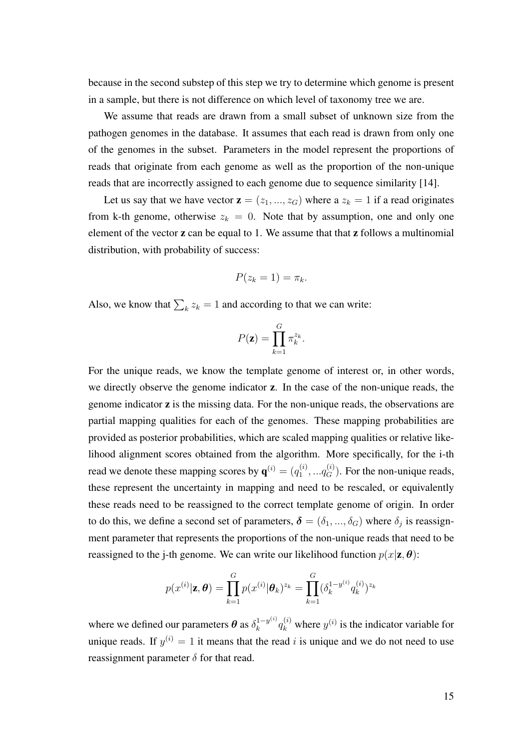because in the second substep of this step we try to determine which genome is present in a sample, but there is not difference on which level of taxonomy tree we are.

We assume that reads are drawn from a small subset of unknown size from the pathogen genomes in the database. It assumes that each read is drawn from only one of the genomes in the subset. Parameters in the model represent the proportions of reads that originate from each genome as well as the proportion of the non-unique reads that are incorrectly assigned to each genome due to sequence similarity [14].

Let us say that we have vector $\mathbf{z} = (z_1, ..., z_G)$ where a $z_k = 1$ if a read originates from k-th genome, otherwise $z_k = 0$. Note that by assumption, one and only one element of the vector $\mathbf{z}$ can be equal to 1. We assume that that $\mathbf{z}$ follows a multinomial distribution, with probability of success:

$$P(z_k = 1) = \pi_k.$$

Also, we know that $\sum_k z_k = 1$ and according to that we can write:

$$P(\mathbf{z}) = \prod_{k=1}^{G} \pi_k^{z_k}.$$

For the unique reads, we know the template genome of interest or, in other words, we directly observe the genome indicator $\mathbf{z}$. In the case of the non-unique reads, the genome indicator $\mathbf{z}$ is the missing data. For the non-unique reads, the observations are partial mapping qualities for each of the genomes. These mapping probabilities are provided as posterior probabilities, which are scaled mapping qualities or relative likelihood alignment scores obtained from the algorithm. More specifically, for the i-th read we denote these mapping scores by $\mathbf{q}^{(i)} = (q_1^{(i)}, ...q_G^{(i)})$. For the non-unique reads, these represent the uncertainty in mapping and need to be rescaled, or equivalently these reads need to be reassigned to the correct template genome of origin. In order to do this, we define a second set of parameters, $\boldsymbol{\delta} = (\delta_1, ..., \delta_G)$ where $\delta_j$ is reassignment parameter that represents the proportions of the non-unique reads that need to be reassigned to the j-th genome. We can write our likelihood function $p(x|\mathbf{z}, \boldsymbol{\theta})$:

$$p(x^{(i)}|\mathbf{z}, \boldsymbol{\theta}) = \prod_{k=1}^{G} p(x^{(i)}|\boldsymbol{\theta}_k)^{z_k} = \prod_{k=1}^{G} (\delta_k^{1-y^{(i)}} q_k^{(i)})^{z_k}$$

where we defined our parameters $\boldsymbol{\theta}$ as $\delta_k^{1-y^{(i)}} q_k^{(i)}$ where $y^{(i)}$ is the indicator variable for unique reads. If $y^{(i)} = 1$ it means that the read $i$ is unique and we do not need to use reassignment parameter $\delta$ for that read.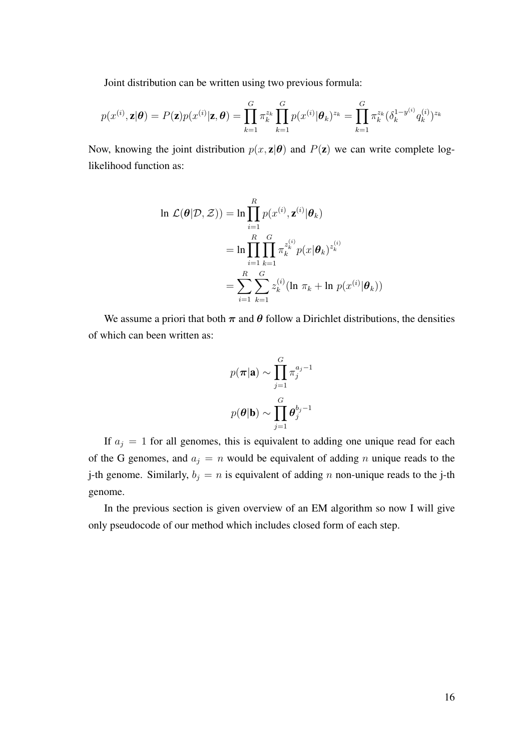Joint distribution can be written using two previous formula:

$$p(x^{(i)}, \mathbf{z}|\boldsymbol{\theta}) = P(\mathbf{z})p(x^{(i)}|\mathbf{z}, \boldsymbol{\theta}) = \prod_{k=1}^{G} \pi_k^{z_k} \prod_{k=1}^{G} p(x^{(i)}|\boldsymbol{\theta}_k)^{z_k} = \prod_{k=1}^{G} \pi_k^{z_k} (\delta_k^{1-y^{(i)}} q_k^{(i)})^{z_k}$$

Now, knowing the joint distribution $p(x, \mathbf{z}|\boldsymbol{\theta})$ and $P(\mathbf{z})$ we can write complete log-likelihood function as:

$$\begin{aligned}
\ln\, \mathcal{L}(\boldsymbol{\theta}|\mathcal{D}, \mathcal{Z})) &= \ln \prod_{i=1}^{R} p(x^{(i)}, \mathbf{z}^{(i)}|\boldsymbol{\theta}_k) \\
&= \ln \prod_{i=1}^{R} \prod_{k=1}^{G} \pi_k^{z_k^{(i)}} p(x|\boldsymbol{\theta}_k)^{z_k^{(i)}} \\
&= \sum_{i=1}^{R} \sum_{k=1}^{G} z_k^{(i)} (\ln\, \pi_k + \ln\, p(x^{(i)}|\boldsymbol{\theta}_k))
\end{aligned}$$

We assume a priori that both $\boldsymbol{\pi}$ and $\boldsymbol{\theta}$ follow a Dirichlet distributions, the densities of which can been written as:

$$p(\boldsymbol{\pi}|\mathbf{a}) \sim \prod_{j=1}^{G} \pi_j^{a_j - 1}$$

$$p(\boldsymbol{\theta}|\mathbf{b}) \sim \prod_{j=1}^{G} \boldsymbol{\theta}_j^{b_j - 1}$$

If $a_j = 1$ for all genomes, this is equivalent to adding one unique read for each of the G genomes, and $a_j = n$ would be equivalent of adding $n$ unique reads to the j-th genome. Similarly, $b_j = n$ is equivalent of adding $n$ non-unique reads to the j-th genome.

In the previous section is given overview of an EM algorithm so now I will give only pseudocode of our method which includes closed form of each step.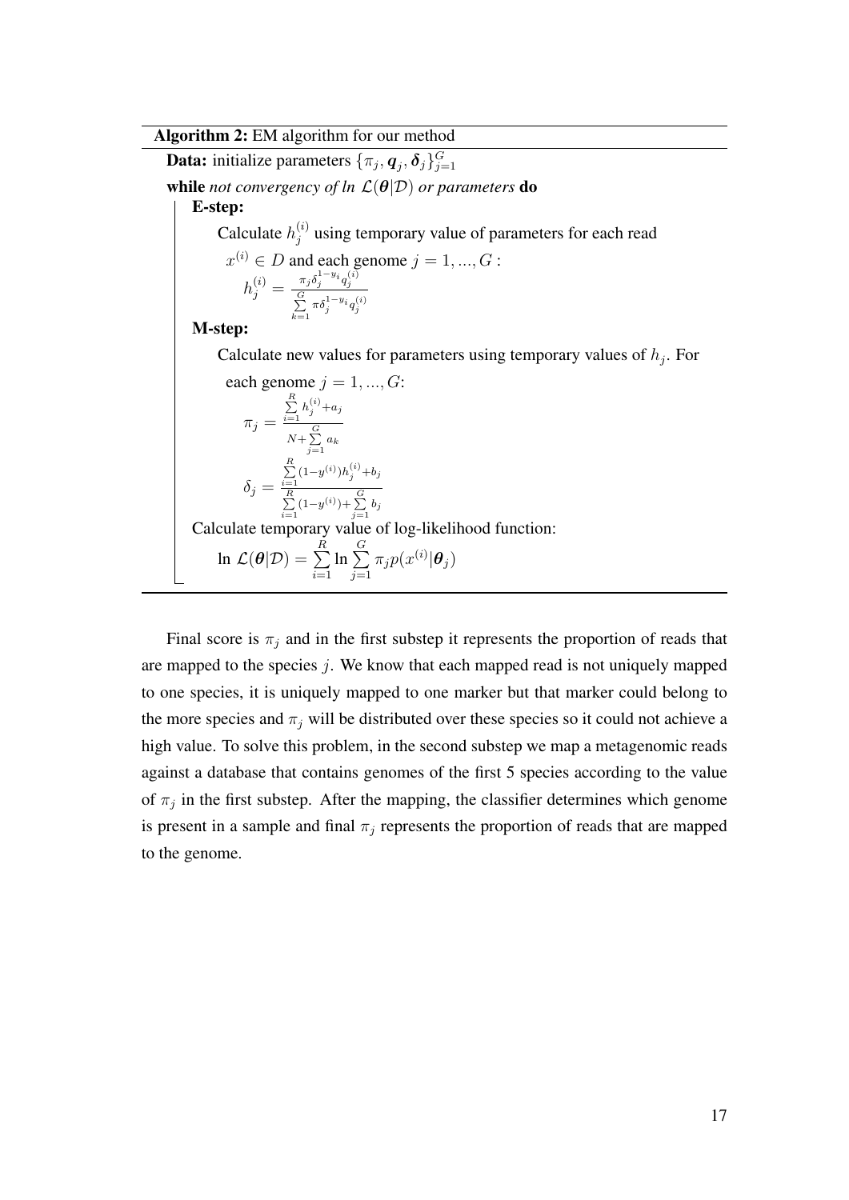**Algorithm 2:** EM algorithm for our method

**Data:** initialize parameters $\{\pi_j, \boldsymbol{q}_j, \boldsymbol{\delta}_j\}_{j=1}^{G}$

**while** *not convergency of ln* $\mathcal{L}(\boldsymbol{\theta}|\mathcal{D})$ *or parameters* **do**

**E-step:**

Calculate $h_j^{(i)}$ using temporary value of parameters for each read $x^{(i)} \in D$ and each genome $j = 1, ..., G$ :

$$h_j^{(i)} = \frac{\pi_j \delta_j^{1-y_i} q_j^{(i)}}{\sum\limits_{k=1}^{G} \pi \delta_j^{1-y_i} q_j^{(i)}}$$

**M-step:**

Calculate new values for parameters using temporary values of $h_j$. For each genome $j = 1, ..., G$:

$$\pi_j = \frac{\sum\limits_{i=1}^{R} h_j^{(i)} + a_j}{N + \sum\limits_{j=1}^{G} a_k}$$

$$\delta_j = \frac{\sum\limits_{i=1}^{R} (1-y^{(i)}) h_j^{(i)} + b_j}{\sum\limits_{i=1}^{R} (1-y^{(i)}) + \sum\limits_{j=1}^{G} b_j}$$

Calculate temporary value of log-likelihood function:

$$\ln\, \mathcal{L}(\boldsymbol{\theta}|\mathcal{D}) = \sum_{i=1}^{R} \ln \sum_{j=1}^{G} \pi_j p(x^{(i)}|\boldsymbol{\theta}_j)$$

Final score is $\pi_j$ and in the first substep it represents the proportion of reads that are mapped to the species $j$. We know that each mapped read is not uniquely mapped to one species, it is uniquely mapped to one marker but that marker could belong to the more species and $\pi_j$ will be distributed over these species so it could not achieve a high value. To solve this problem, in the second substep we map a metagenomic reads against a database that contains genomes of the first 5 species according to the value of $\pi_j$ in the first substep. After the mapping, the classifier determines which genome is present in a sample and final $\pi_j$ represents the proportion of reads that are mapped to the genome.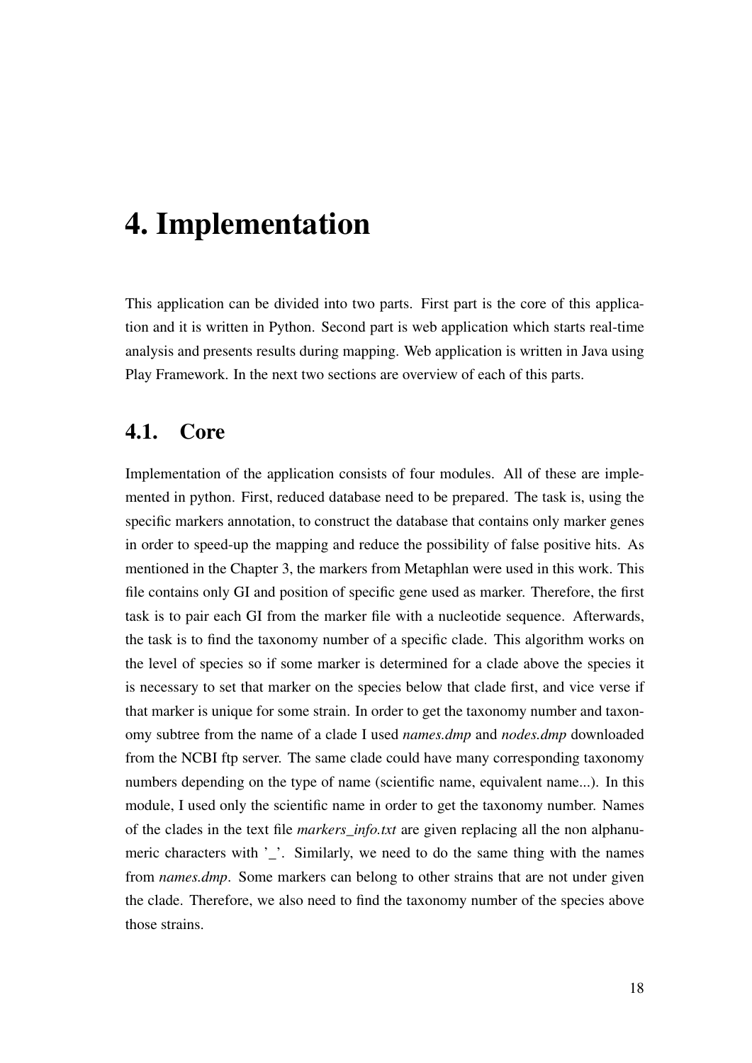# 4. Implementation

This application can be divided into two parts. First part is the core of this application and it is written in Python. Second part is web application which starts real-time analysis and presents results during mapping. Web application is written in Java using Play Framework. In the next two sections are overview of each of this parts.

## 4.1. Core

Implementation of the application consists of four modules. All of these are implemented in python. First, reduced database need to be prepared. The task is, using the specific markers annotation, to construct the database that contains only marker genes in order to speed-up the mapping and reduce the possibility of false positive hits. As mentioned in the Chapter 3, the markers from Metaphlan were used in this work. This file contains only GI and position of specific gene used as marker. Therefore, the first task is to pair each GI from the marker file with a nucleotide sequence. Afterwards, the task is to find the taxonomy number of a specific clade. This algorithm works on the level of species so if some marker is determined for a clade above the species it is necessary to set that marker on the species below that clade first, and vice verse if that marker is unique for some strain. In order to get the taxonomy number and taxonomy subtree from the name of a clade I used *names.dmp* and *nodes.dmp* downloaded from the NCBI ftp server. The same clade could have many corresponding taxonomy numbers depending on the type of name (scientific name, equivalent name...). In this module, I used only the scientific name in order to get the taxonomy number. Names of the clades in the text file *markers_info.txt* are given replacing all the non alphanumeric characters with '_'. Similarly, we need to do the same thing with the names from *names.dmp*. Some markers can belong to other strains that are not under given the clade. Therefore, we also need to find the taxonomy number of the species above those strains.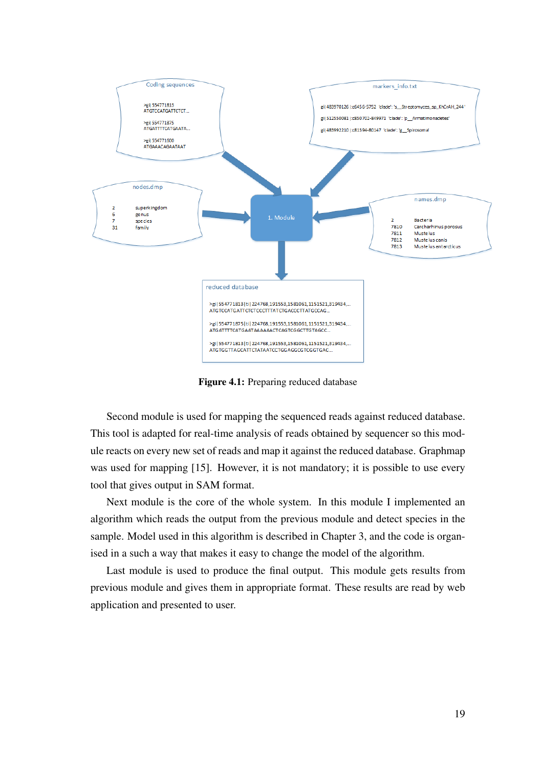**Figure 4.1:** Preparing reduced database

Second module is used for mapping the sequenced reads against reduced database. This tool is adapted for real-time analysis of reads obtained by sequencer so this module reacts on every new set of reads and map it against the reduced database. Graphmap was used for mapping [15]. However, it is not mandatory; it is possible to use every tool that gives output in SAM format.

Next module is the core of the whole system. In this module I implemented an algorithm which reads the output from the previous module and detect species in the sample. Model used in this algorithm is described in Chapter 3, and the code is organised in a such a way that makes it easy to change the model of the algorithm.

Last module is used to produce the final output. This module gets results from previous module and gives them in appropriate format. These results are read by web application and presented to user.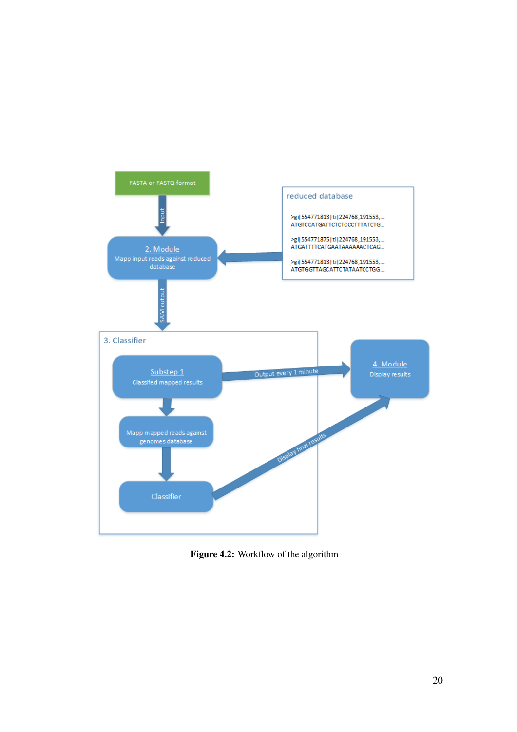Figure 4.2: Workflow of the algorithm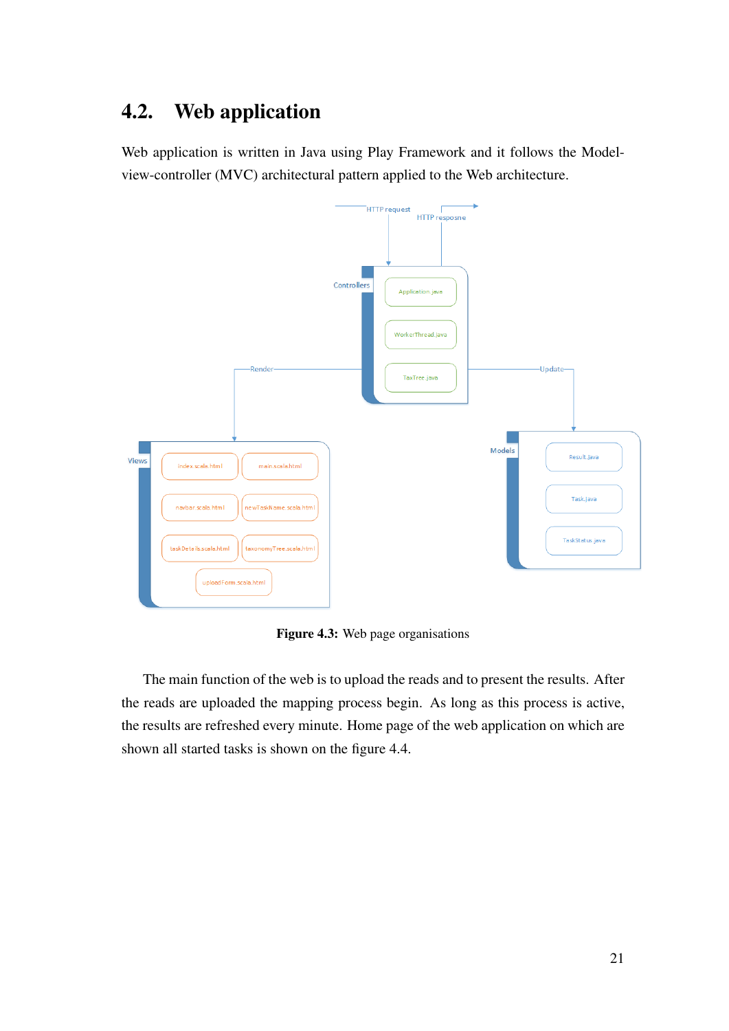## 4.2. Web application

Web application is written in Java using Play Framework and it follows the Model-view-controller (MVC) architectural pattern applied to the Web architecture.

**Figure 4.3:** Web page organisations

The main function of the web is to upload the reads and to present the results. After the reads are uploaded the mapping process begin. As long as this process is active, the results are refreshed every minute. Home page of the web application on which are shown all started tasks is shown on the figure 4.4.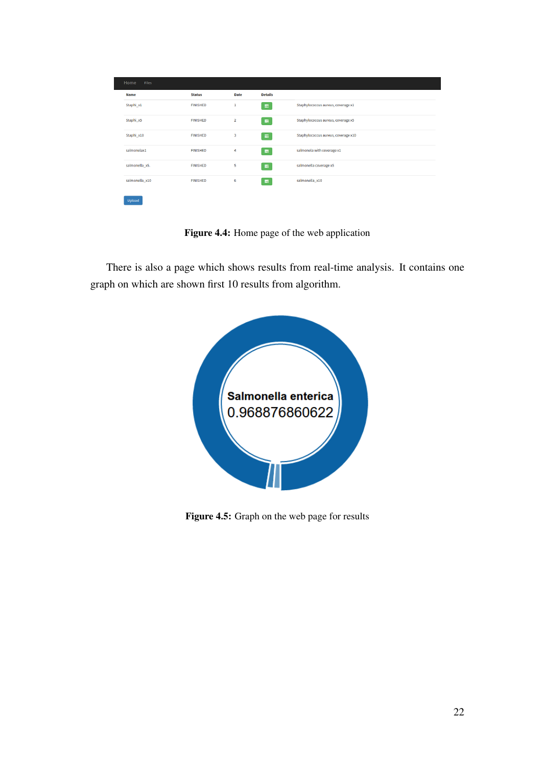| Name | Status | Date | Details | |
|---|---|---|---|---|
| Staphi_x1 | FINISHED | 1 | | Staphylococcus aureus, coverage x1 |
| Staphi_x5 | FINISHED | 2 | | Staphylococcus aureus, coverage x5 |
| Staphi_x10 | FINISHED | 3 | | Staphylococcus aureus, coverage x10 |
| salmonelax1 | FINISHED | 4 | | salmonela with coverage x1 |
| salmonella_x5. | FINISHED | 5 | | salmonella coverage x5 |
| salmonella_x10 | FINISHED | 6 | | salmonella_x10 |

**Figure 4.4:** Home page of the web application

There is also a page which shows results from real-time analysis. It contains one graph on which are shown first 10 results from algorithm.

**Figure 4.5:** Graph on the web page for results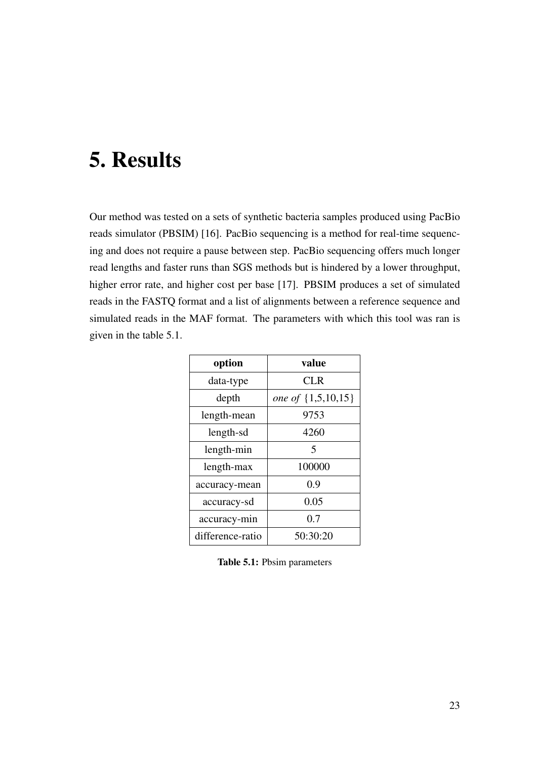# 5. Results

Our method was tested on a sets of synthetic bacteria samples produced using PacBio reads simulator (PBSIM) [16]. PacBio sequencing is a method for real-time sequencing and does not require a pause between step. PacBio sequencing offers much longer read lengths and faster runs than SGS methods but is hindered by a lower throughput, higher error rate, and higher cost per base [17]. PBSIM produces a set of simulated reads in the FASTQ format and a list of alignments between a reference sequence and simulated reads in the MAF format. The parameters with which this tool was ran is given in the table 5.1.

| **option** | **value** |
|---|---|
| data-type | CLR |
| depth | *one of* {1,5,10,15} |
| length-mean | 9753 |
| length-sd | 4260 |
| length-min | 5 |
| length-max | 100000 |
| accuracy-mean | 0.9 |
| accuracy-sd | 0.05 |
| accuracy-min | 0.7 |
| difference-ratio | 50:30:20 |

**Table 5.1:** Pbsim parameters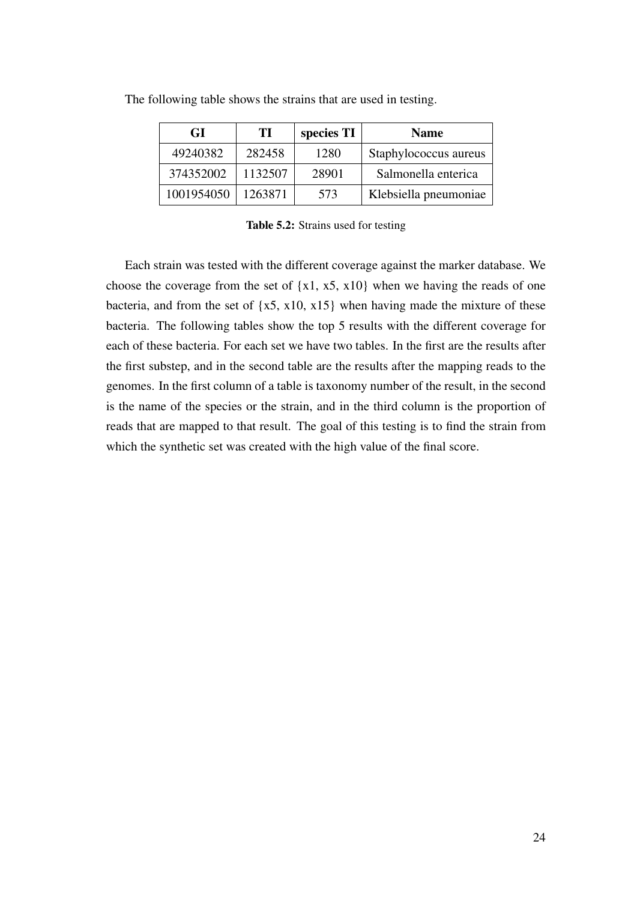The following table shows the strains that are used in testing.

| GI | TI | species TI | Name |
|---|---|---|---|
| 49240382 | 282458 | 1280 | Staphylococcus aureus |
| 374352002 | 1132507 | 28901 | Salmonella enterica |
| 1001954050 | 1263871 | 573 | Klebsiella pneumoniae |

**Table 5.2:** Strains used for testing

Each strain was tested with the different coverage against the marker database. We choose the coverage from the set of {x1, x5, x10} when we having the reads of one bacteria, and from the set of {x5, x10, x15} when having made the mixture of these bacteria. The following tables show the top 5 results with the different coverage for each of these bacteria. For each set we have two tables. In the first are the results after the first substep, and in the second table are the results after the mapping reads to the genomes. In the first column of a table is taxonomy number of the result, in the second is the name of the species or the strain, and in the third column is the proportion of reads that are mapped to that result. The goal of this testing is to find the strain from which the synthetic set was created with the high value of the final score.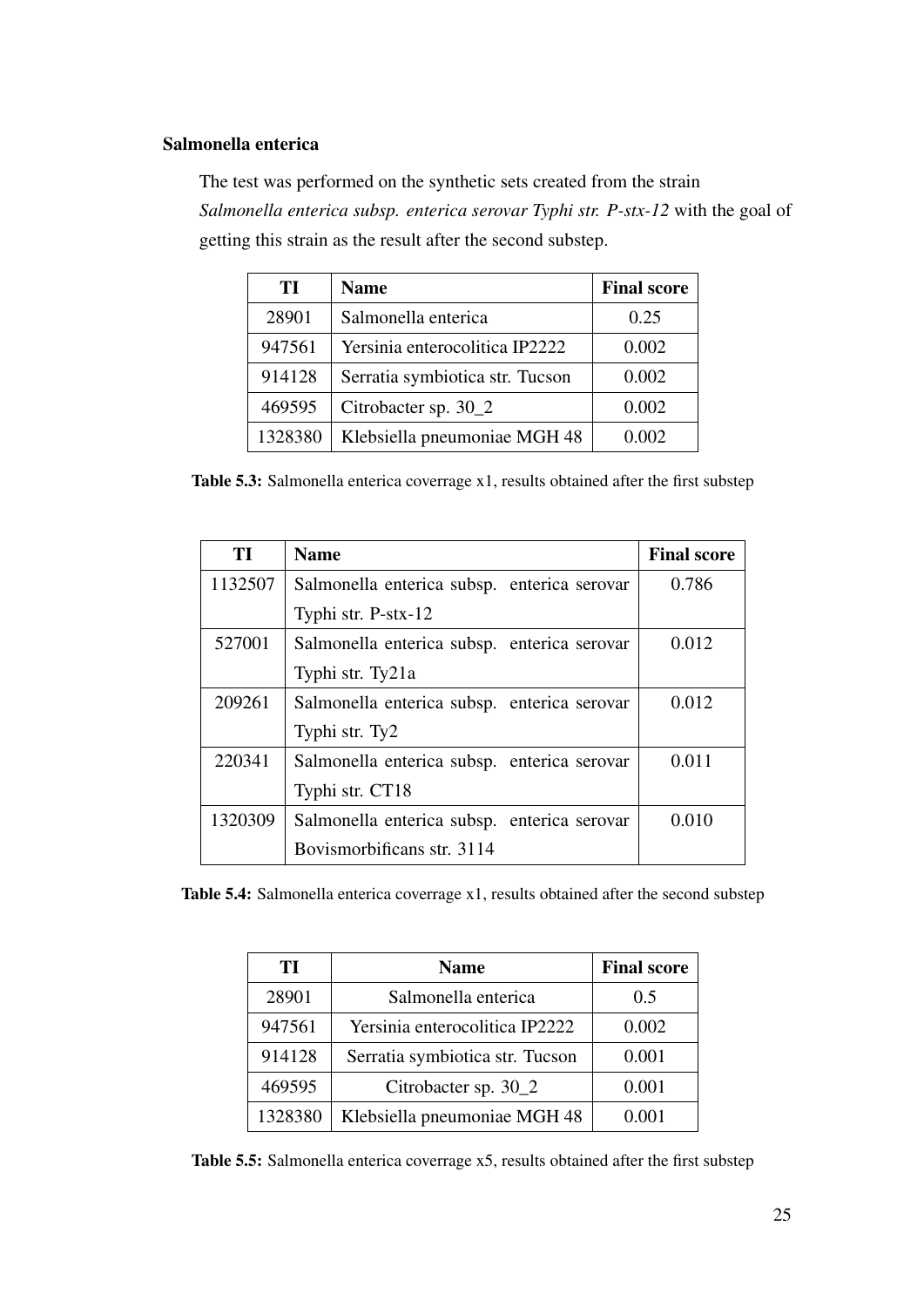### Salmonella enterica

The test was performed on the synthetic sets created from the strain *Salmonella enterica subsp. enterica serovar Typhi str. P-stx-12* with the goal of getting this strain as the result after the second substep.

| TI | Name | Final score |
|---|---|---|
| 28901 | Salmonella enterica | 0.25 |
| 947561 | Yersinia enterocolitica IP2222 | 0.002 |
| 914128 | Serratia symbiotica str. Tucson | 0.002 |
| 469595 | Citrobacter sp. 30_2 | 0.002 |
| 1328380 | Klebsiella pneumoniae MGH 48 | 0.002 |

**Table 5.3:** Salmonella enterica coverrage x1, results obtained after the first substep

| TI | Name | Final score |
|---|---|---|
| 1132507 | Salmonella enterica subsp. enterica serovar Typhi str. P-stx-12 | 0.786 |
| 527001 | Salmonella enterica subsp. enterica serovar Typhi str. Ty21a | 0.012 |
| 209261 | Salmonella enterica subsp. enterica serovar Typhi str. Ty2 | 0.012 |
| 220341 | Salmonella enterica subsp. enterica serovar Typhi str. CT18 | 0.011 |
| 1320309 | Salmonella enterica subsp. enterica serovar Bovismorbificans str. 3114 | 0.010 |

**Table 5.4:** Salmonella enterica coverrage x1, results obtained after the second substep

| TI | Name | Final score |
|---|---|---|
| 28901 | Salmonella enterica | 0.5 |
| 947561 | Yersinia enterocolitica IP2222 | 0.002 |
| 914128 | Serratia symbiotica str. Tucson | 0.001 |
| 469595 | Citrobacter sp. 30_2 | 0.001 |
| 1328380 | Klebsiella pneumoniae MGH 48 | 0.001 |

**Table 5.5:** Salmonella enterica coverrage x5, results obtained after the first substep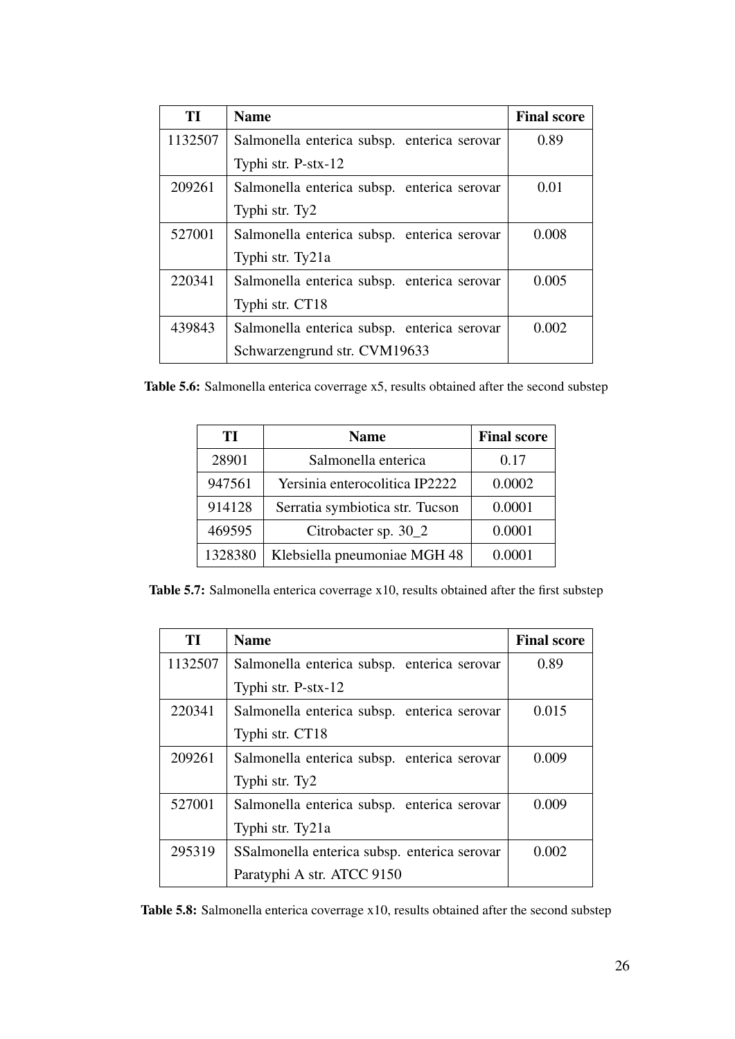| TI | Name | Final score |
|---|---|---|
| 1132507 | Salmonella enterica subsp. enterica serovar Typhi str. P-stx-12 | 0.89 |
| 209261 | Salmonella enterica subsp. enterica serovar Typhi str. Ty2 | 0.01 |
| 527001 | Salmonella enterica subsp. enterica serovar Typhi str. Ty21a | 0.008 |
| 220341 | Salmonella enterica subsp. enterica serovar Typhi str. CT18 | 0.005 |
| 439843 | Salmonella enterica subsp. enterica serovar Schwarzengrund str. CVM19633 | 0.002 |

**Table 5.6:** Salmonella enterica coverrage x5, results obtained after the second substep

| TI | Name | Final score |
|---|---|---|
| 28901 | Salmonella enterica | 0.17 |
| 947561 | Yersinia enterocolitica IP2222 | 0.0002 |
| 914128 | Serratia symbiotica str. Tucson | 0.0001 |
| 469595 | Citrobacter sp. 30_2 | 0.0001 |
| 1328380 | Klebsiella pneumoniae MGH 48 | 0.0001 |

**Table 5.7:** Salmonella enterica coverrage x10, results obtained after the first substep

| TI | Name | Final score |
|---|---|---|
| 1132507 | Salmonella enterica subsp. enterica serovar Typhi str. P-stx-12 | 0.89 |
| 220341 | Salmonella enterica subsp. enterica serovar Typhi str. CT18 | 0.015 |
| 209261 | Salmonella enterica subsp. enterica serovar Typhi str. Ty2 | 0.009 |
| 527001 | Salmonella enterica subsp. enterica serovar Typhi str. Ty21a | 0.009 |
| 295319 | SSalmonella enterica subsp. enterica serovar Paratyphi A str. ATCC 9150 | 0.002 |

**Table 5.8:** Salmonella enterica coverrage x10, results obtained after the second substep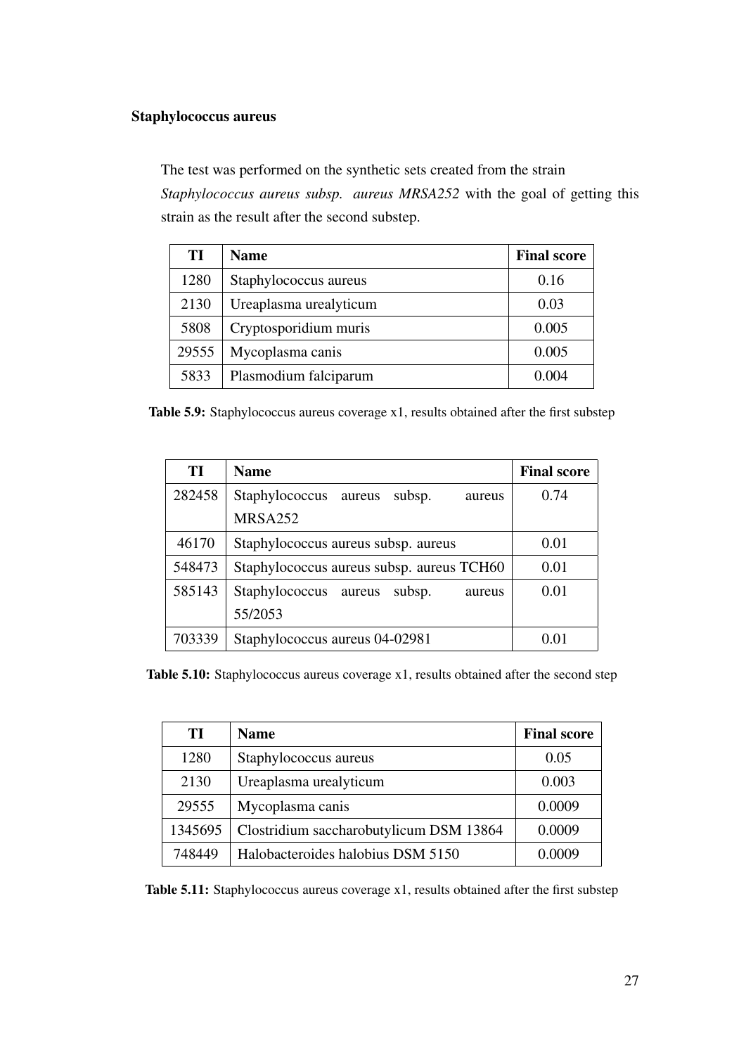### Staphylococcus aureus

The test was performed on the synthetic sets created from the strain *Staphylococcus aureus subsp. aureus MRSA252* with the goal of getting this strain as the result after the second substep.

| TI | Name | Final score |
|---|---|---|
| 1280 | Staphylococcus aureus | 0.16 |
| 2130 | Ureaplasma urealyticum | 0.03 |
| 5808 | Cryptosporidium muris | 0.005 |
| 29555 | Mycoplasma canis | 0.005 |
| 5833 | Plasmodium falciparum | 0.004 |

**Table 5.9:** Staphylococcus aureus coverage x1, results obtained after the first substep

| TI | Name | Final score |
|---|---|---|
| 282458 | Staphylococcus aureus subsp. aureus MRSA252 | 0.74 |
| 46170 | Staphylococcus aureus subsp. aureus | 0.01 |
| 548473 | Staphylococcus aureus subsp. aureus TCH60 | 0.01 |
| 585143 | Staphylococcus aureus subsp. aureus 55/2053 | 0.01 |
| 703339 | Staphylococcus aureus 04-02981 | 0.01 |

**Table 5.10:** Staphylococcus aureus coverage x1, results obtained after the second step

| TI | Name | Final score |
|---|---|---|
| 1280 | Staphylococcus aureus | 0.05 |
| 2130 | Ureaplasma urealyticum | 0.003 |
| 29555 | Mycoplasma canis | 0.0009 |
| 1345695 | Clostridium saccharobutylicum DSM 13864 | 0.0009 |
| 748449 | Halobacteroides halobius DSM 5150 | 0.0009 |

**Table 5.11:** Staphylococcus aureus coverage x1, results obtained after the first substep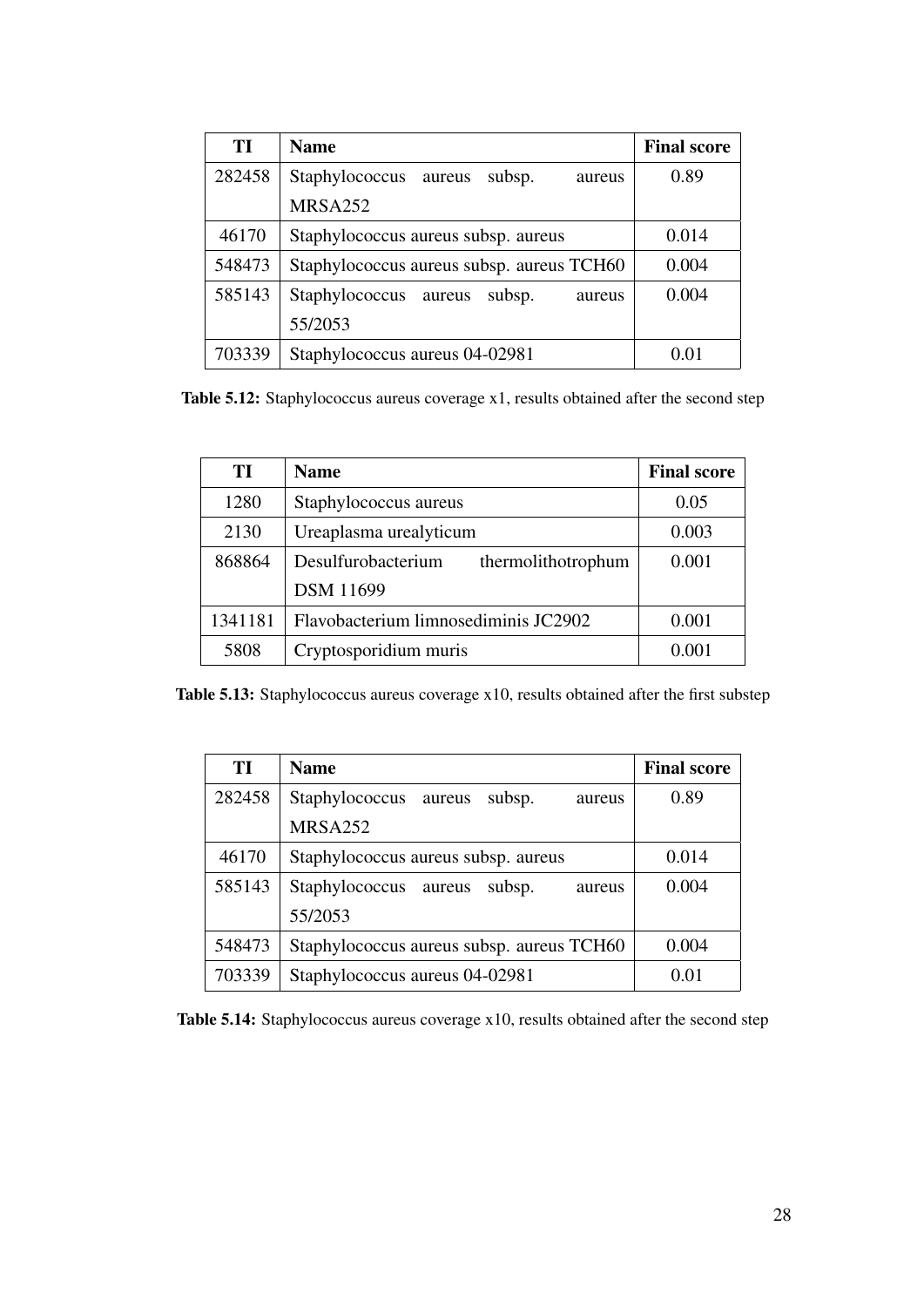| TI | Name | Final score |
|---|---|---|
| 282458 | Staphylococcus aureus subsp. aureus MRSA252 | 0.89 |
| 46170 | Staphylococcus aureus subsp. aureus | 0.014 |
| 548473 | Staphylococcus aureus subsp. aureus TCH60 | 0.004 |
| 585143 | Staphylococcus aureus subsp. aureus 55/2053 | 0.004 |
| 703339 | Staphylococcus aureus 04-02981 | 0.01 |

**Table 5.12:** Staphylococcus aureus coverage x1, results obtained after the second step

| TI | Name | Final score |
|---|---|---|
| 1280 | Staphylococcus aureus | 0.05 |
| 2130 | Ureaplasma urealyticum | 0.003 |
| 868864 | Desulfurobacterium thermolithotrophum DSM 11699 | 0.001 |
| 1341181 | Flavobacterium limnosediminis JC2902 | 0.001 |
| 5808 | Cryptosporidium muris | 0.001 |

**Table 5.13:** Staphylococcus aureus coverage x10, results obtained after the first substep

| TI | Name | Final score |
|---|---|---|
| 282458 | Staphylococcus aureus subsp. aureus MRSA252 | 0.89 |
| 46170 | Staphylococcus aureus subsp. aureus | 0.014 |
| 585143 | Staphylococcus aureus subsp. aureus 55/2053 | 0.004 |
| 548473 | Staphylococcus aureus subsp. aureus TCH60 | 0.004 |
| 703339 | Staphylococcus aureus 04-02981 | 0.01 |

**Table 5.14:** Staphylococcus aureus coverage x10, results obtained after the second step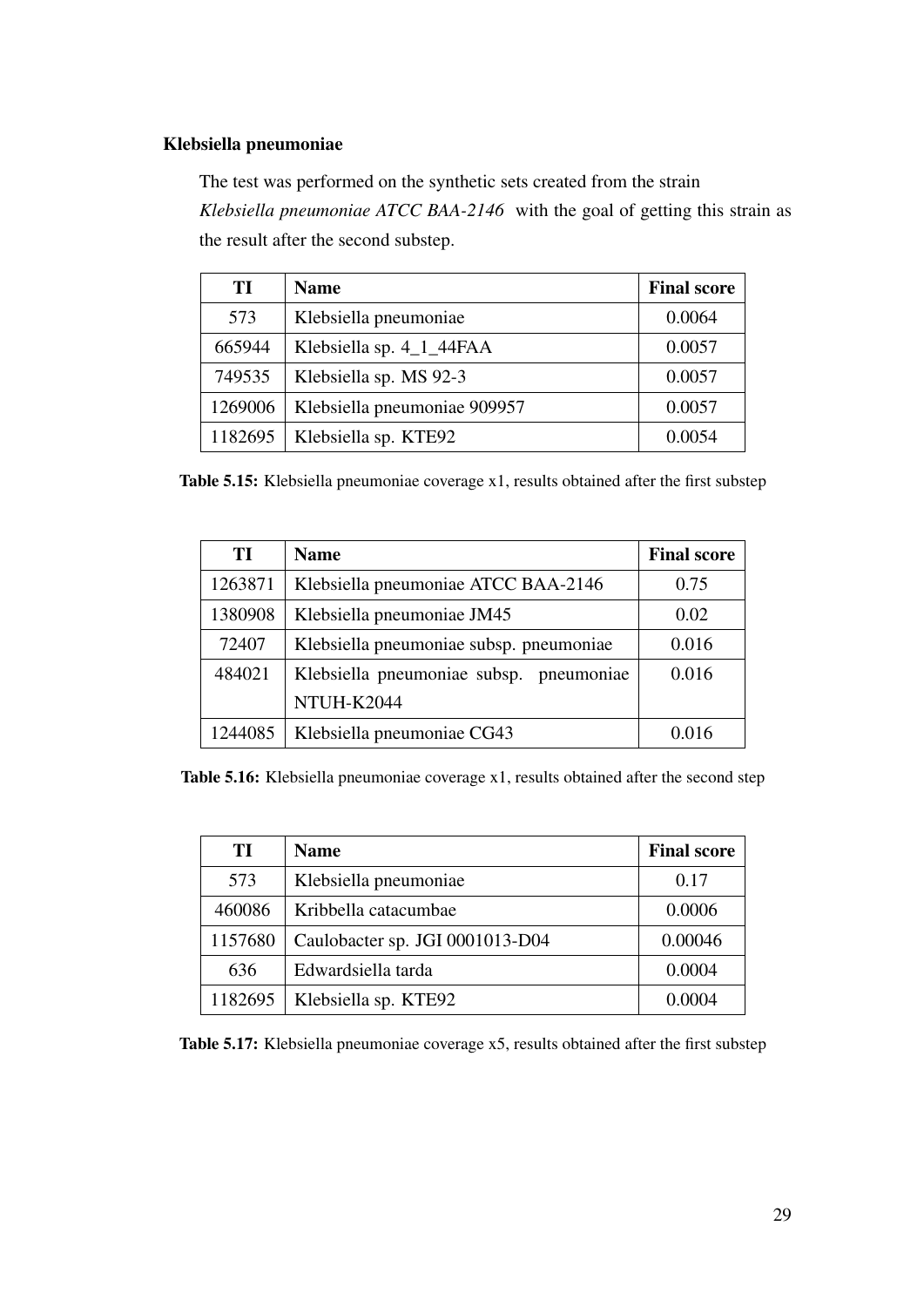**Klebsiella pneumoniae**

The test was performed on the synthetic sets created from the strain *Klebsiella pneumoniae ATCC BAA-2146* with the goal of getting this strain as the result after the second substep.

| TI | Name | Final score |
|---|---|---|
| 573 | Klebsiella pneumoniae | 0.0064 |
| 665944 | Klebsiella sp. 4_1_44FAA | 0.0057 |
| 749535 | Klebsiella sp. MS 92-3 | 0.0057 |
| 1269006 | Klebsiella pneumoniae 909957 | 0.0057 |
| 1182695 | Klebsiella sp. KTE92 | 0.0054 |

**Table 5.15:** Klebsiella pneumoniae coverage x1, results obtained after the first substep

| TI | Name | Final score |
|---|---|---|
| 1263871 | Klebsiella pneumoniae ATCC BAA-2146 | 0.75 |
| 1380908 | Klebsiella pneumoniae JM45 | 0.02 |
| 72407 | Klebsiella pneumoniae subsp. pneumoniae | 0.016 |
| 484021 | Klebsiella pneumoniae subsp. pneumoniae NTUH-K2044 | 0.016 |
| 1244085 | Klebsiella pneumoniae CG43 | 0.016 |

**Table 5.16:** Klebsiella pneumoniae coverage x1, results obtained after the second step

| TI | Name | Final score |
|---|---|---|
| 573 | Klebsiella pneumoniae | 0.17 |
| 460086 | Kribbella catacumbae | 0.0006 |
| 1157680 | Caulobacter sp. JGI 0001013-D04 | 0.00046 |
| 636 | Edwardsiella tarda | 0.0004 |
| 1182695 | Klebsiella sp. KTE92 | 0.0004 |

**Table 5.17:** Klebsiella pneumoniae coverage x5, results obtained after the first substep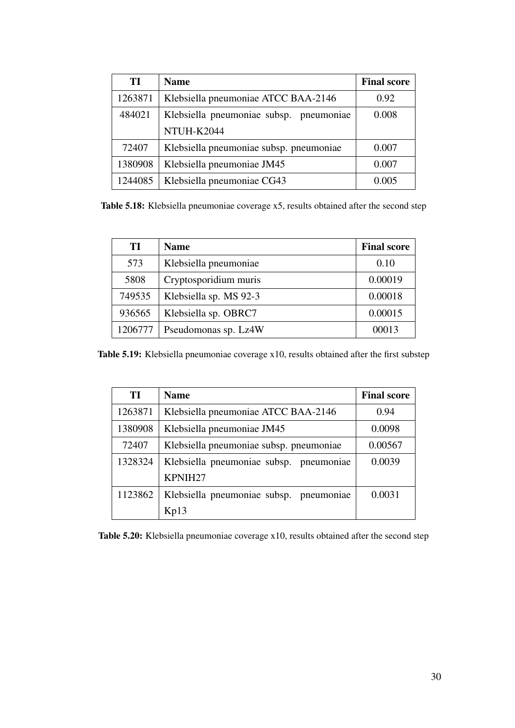| TI | Name | Final score |
|---|---|---|
| 1263871 | Klebsiella pneumoniae ATCC BAA-2146 | 0.92 |
| 484021 | Klebsiella pneumoniae subsp. pneumoniae NTUH-K2044 | 0.008 |
| 72407 | Klebsiella pneumoniae subsp. pneumoniae | 0.007 |
| 1380908 | Klebsiella pneumoniae JM45 | 0.007 |
| 1244085 | Klebsiella pneumoniae CG43 | 0.005 |

**Table 5.18:** Klebsiella pneumoniae coverage x5, results obtained after the second step

| TI | Name | Final score |
|---|---|---|
| 573 | Klebsiella pneumoniae | 0.10 |
| 5808 | Cryptosporidium muris | 0.00019 |
| 749535 | Klebsiella sp. MS 92-3 | 0.00018 |
| 936565 | Klebsiella sp. OBRC7 | 0.00015 |
| 1206777 | Pseudomonas sp. Lz4W | 00013 |

**Table 5.19:** Klebsiella pneumoniae coverage x10, results obtained after the first substep

| TI | Name | Final score |
|---|---|---|
| 1263871 | Klebsiella pneumoniae ATCC BAA-2146 | 0.94 |
| 1380908 | Klebsiella pneumoniae JM45 | 0.0098 |
| 72407 | Klebsiella pneumoniae subsp. pneumoniae | 0.00567 |
| 1328324 | Klebsiella pneumoniae subsp. pneumoniae KPNIH27 | 0.0039 |
| 1123862 | Klebsiella pneumoniae subsp. pneumoniae Kp13 | 0.0031 |

**Table 5.20:** Klebsiella pneumoniae coverage x10, results obtained after the second step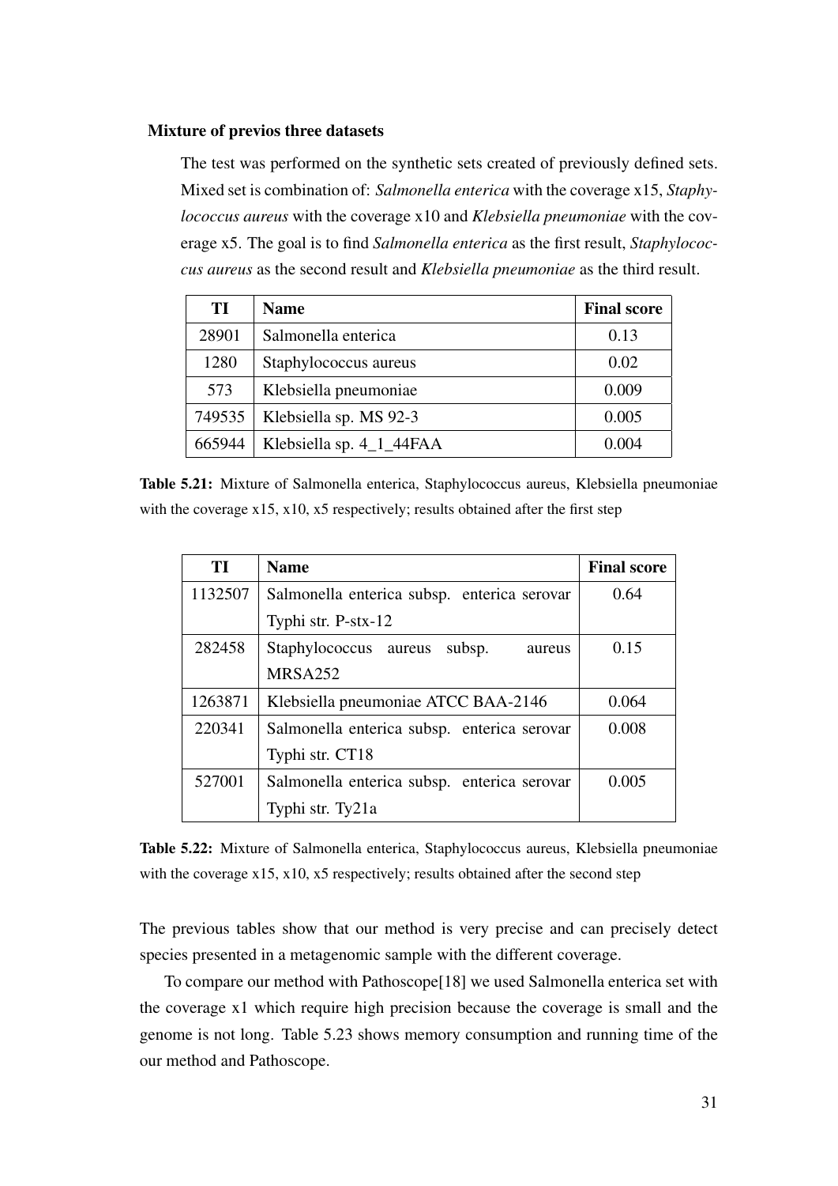### Mixture of previos three datasets

The test was performed on the synthetic sets created of previously defined sets. Mixed set is combination of: *Salmonella enterica* with the coverage x15, *Staphylococcus aureus* with the coverage x10 and *Klebsiella pneumoniae* with the coverage x5. The goal is to find *Salmonella enterica* as the first result, *Staphylococcus aureus* as the second result and *Klebsiella pneumoniae* as the third result.

| TI | Name | Final score |
|---|---|---|
| 28901 | Salmonella enterica | 0.13 |
| 1280 | Staphylococcus aureus | 0.02 |
| 573 | Klebsiella pneumoniae | 0.009 |
| 749535 | Klebsiella sp. MS 92-3 | 0.005 |
| 665944 | Klebsiella sp. 4_1_44FAA | 0.004 |

**Table 5.21:** Mixture of Salmonella enterica, Staphylococcus aureus, Klebsiella pneumoniae with the coverage x15, x10, x5 respectively; results obtained after the first step

| TI | Name | Final score |
|---|---|---|
| 1132507 | Salmonella enterica subsp. enterica serovar Typhi str. P-stx-12 | 0.64 |
| 282458 | Staphylococcus aureus subsp. aureus MRSA252 | 0.15 |
| 1263871 | Klebsiella pneumoniae ATCC BAA-2146 | 0.064 |
| 220341 | Salmonella enterica subsp. enterica serovar Typhi str. CT18 | 0.008 |
| 527001 | Salmonella enterica subsp. enterica serovar Typhi str. Ty21a | 0.005 |

**Table 5.22:** Mixture of Salmonella enterica, Staphylococcus aureus, Klebsiella pneumoniae with the coverage x15, x10, x5 respectively; results obtained after the second step

The previous tables show that our method is very precise and can precisely detect species presented in a metagenomic sample with the different coverage.

To compare our method with Pathoscope[18] we used Salmonella enterica set with the coverage x1 which require high precision because the coverage is small and the genome is not long. Table 5.23 shows memory consumption and running time of the our method and Pathoscope.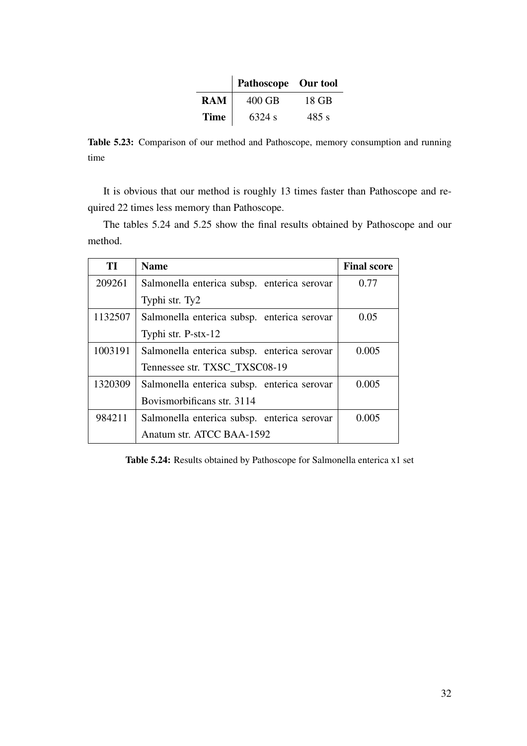| | **Pathoscope** | **Our tool** |
|---|---|---|
| **RAM** | 400 GB | 18 GB |
| **Time** | 6324 s | 485 s |

**Table 5.23:** Comparison of our method and Pathoscope, memory consumption and running time

It is obvious that our method is roughly 13 times faster than Pathoscope and required 22 times less memory than Pathoscope.

The tables 5.24 and 5.25 show the final results obtained by Pathoscope and our method.

| **TI** | **Name** | **Final score** |
|---|---|---|
| 209261 | Salmonella enterica subsp. enterica serovar Typhi str. Ty2 | 0.77 |
| 1132507 | Salmonella enterica subsp. enterica serovar Typhi str. P-stx-12 | 0.05 |
| 1003191 | Salmonella enterica subsp. enterica serovar Tennessee str. TXSC_TXSC08-19 | 0.005 |
| 1320309 | Salmonella enterica subsp. enterica serovar Bovismorbificans str. 3114 | 0.005 |
| 984211 | Salmonella enterica subsp. enterica serovar Anatum str. ATCC BAA-1592 | 0.005 |

**Table 5.24:** Results obtained by Pathoscope for Salmonella enterica x1 set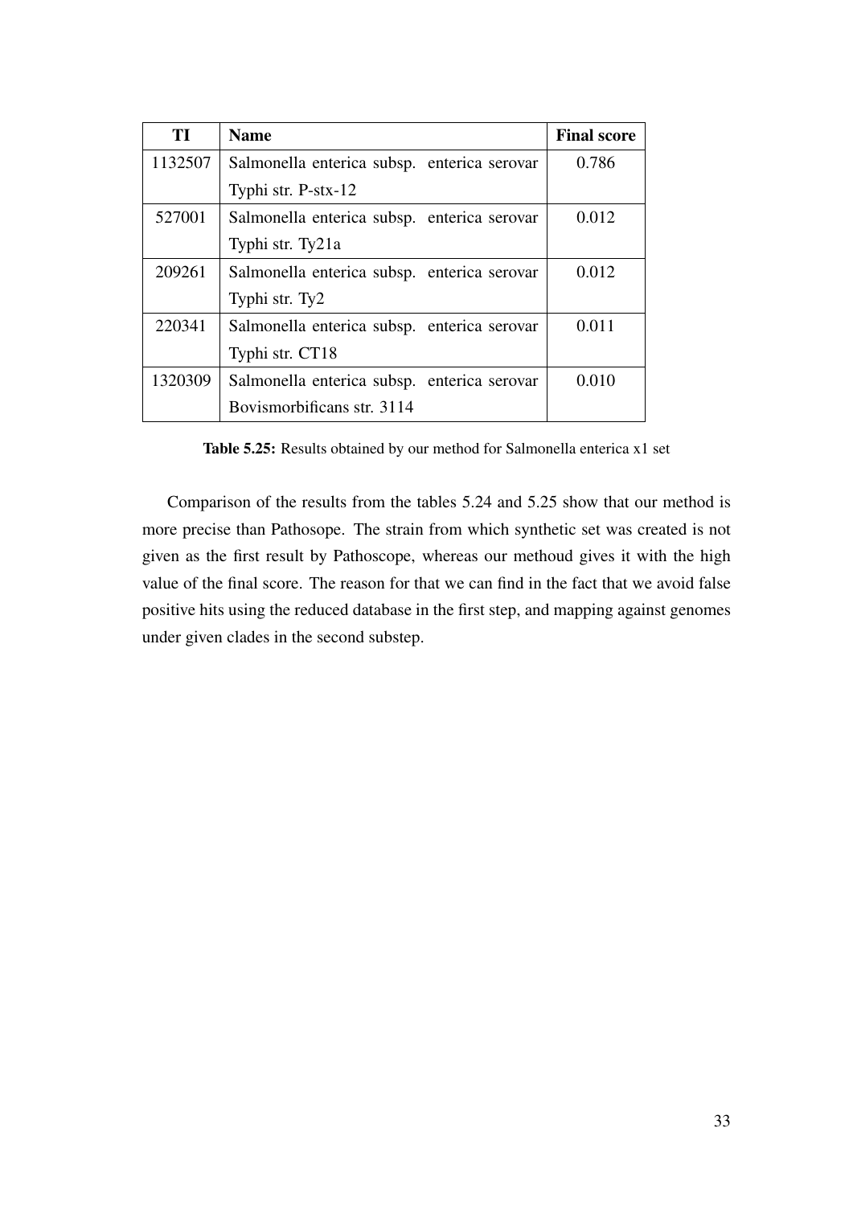| TI | Name | Final score |
|---|---|---|
| 1132507 | Salmonella enterica subsp. enterica serovar Typhi str. P-stx-12 | 0.786 |
| 527001 | Salmonella enterica subsp. enterica serovar Typhi str. Ty21a | 0.012 |
| 209261 | Salmonella enterica subsp. enterica serovar Typhi str. Ty2 | 0.012 |
| 220341 | Salmonella enterica subsp. enterica serovar Typhi str. CT18 | 0.011 |
| 1320309 | Salmonella enterica subsp. enterica serovar Bovismorbificans str. 3114 | 0.010 |

**Table 5.25:** Results obtained by our method for Salmonella enterica x1 set

Comparison of the results from the tables 5.24 and 5.25 show that our method is more precise than Pathosope. The strain from which synthetic set was created is not given as the first result by Pathoscope, whereas our methoud gives it with the high value of the final score. The reason for that we can find in the fact that we avoid false positive hits using the reduced database in the first step, and mapping against genomes under given clades in the second substep.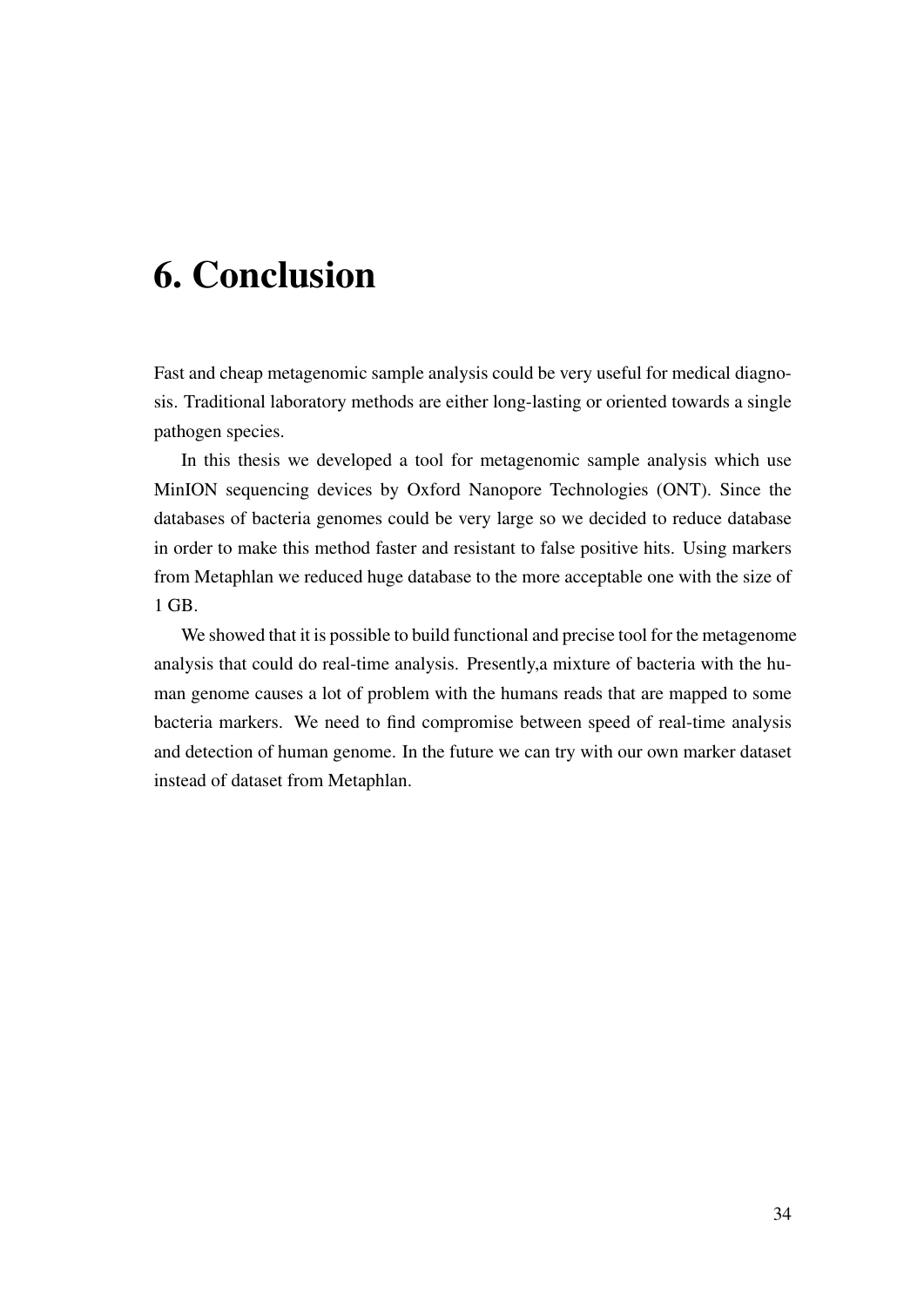# 6. Conclusion

Fast and cheap metagenomic sample analysis could be very useful for medical diagnosis. Traditional laboratory methods are either long-lasting or oriented towards a single pathogen species.

In this thesis we developed a tool for metagenomic sample analysis which use MinION sequencing devices by Oxford Nanopore Technologies (ONT). Since the databases of bacteria genomes could be very large so we decided to reduce database in order to make this method faster and resistant to false positive hits. Using markers from Metaphlan we reduced huge database to the more acceptable one with the size of 1 GB.

We showed that it is possible to build functional and precise tool for the metagenome analysis that could do real-time analysis. Presently,a mixture of bacteria with the human genome causes a lot of problem with the humans reads that are mapped to some bacteria markers. We need to find compromise between speed of real-time analysis and detection of human genome. In the future we can try with our own marker dataset instead of dataset from Metaphlan.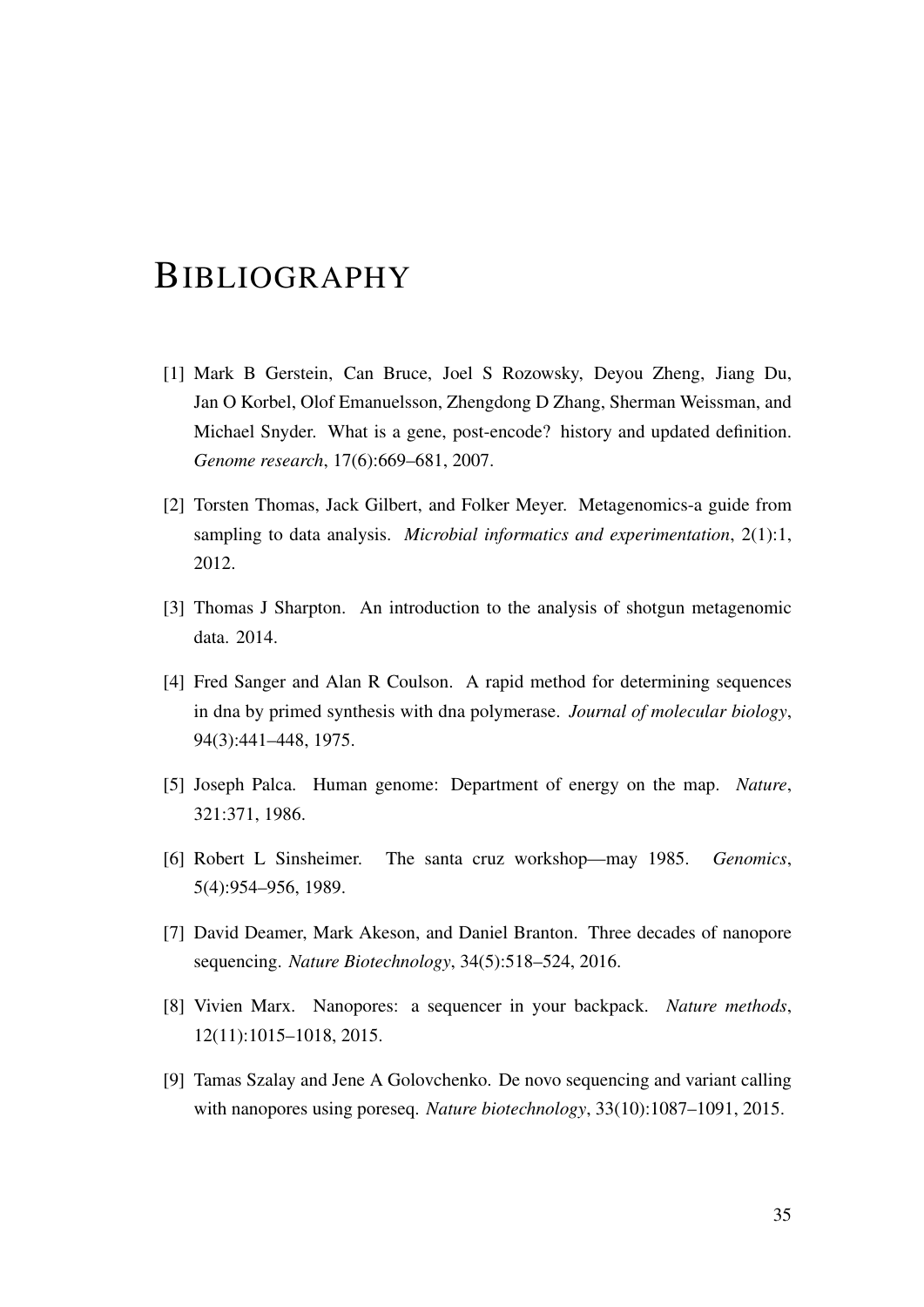# Bibliography

[1] Mark B Gerstein, Can Bruce, Joel S Rozowsky, Deyou Zheng, Jiang Du, Jan O Korbel, Olof Emanuelsson, Zhengdong D Zhang, Sherman Weissman, and Michael Snyder. What is a gene, post-encode? history and updated definition. *Genome research*, 17(6):669–681, 2007.

[2] Torsten Thomas, Jack Gilbert, and Folker Meyer. Metagenomics-a guide from sampling to data analysis. *Microbial informatics and experimentation*, 2(1):1, 2012.

[3] Thomas J Sharpton. An introduction to the analysis of shotgun metagenomic data. 2014.

[4] Fred Sanger and Alan R Coulson. A rapid method for determining sequences in dna by primed synthesis with dna polymerase. *Journal of molecular biology*, 94(3):441–448, 1975.

[5] Joseph Palca. Human genome: Department of energy on the map. *Nature*, 321:371, 1986.

[6] Robert L Sinsheimer. The santa cruz workshop—may 1985. *Genomics*, 5(4):954–956, 1989.

[7] David Deamer, Mark Akeson, and Daniel Branton. Three decades of nanopore sequencing. *Nature Biotechnology*, 34(5):518–524, 2016.

[8] Vivien Marx. Nanopores: a sequencer in your backpack. *Nature methods*, 12(11):1015–1018, 2015.

[9] Tamas Szalay and Jene A Golovchenko. De novo sequencing and variant calling with nanopores using poreseq. *Nature biotechnology*, 33(10):1087–1091, 2015.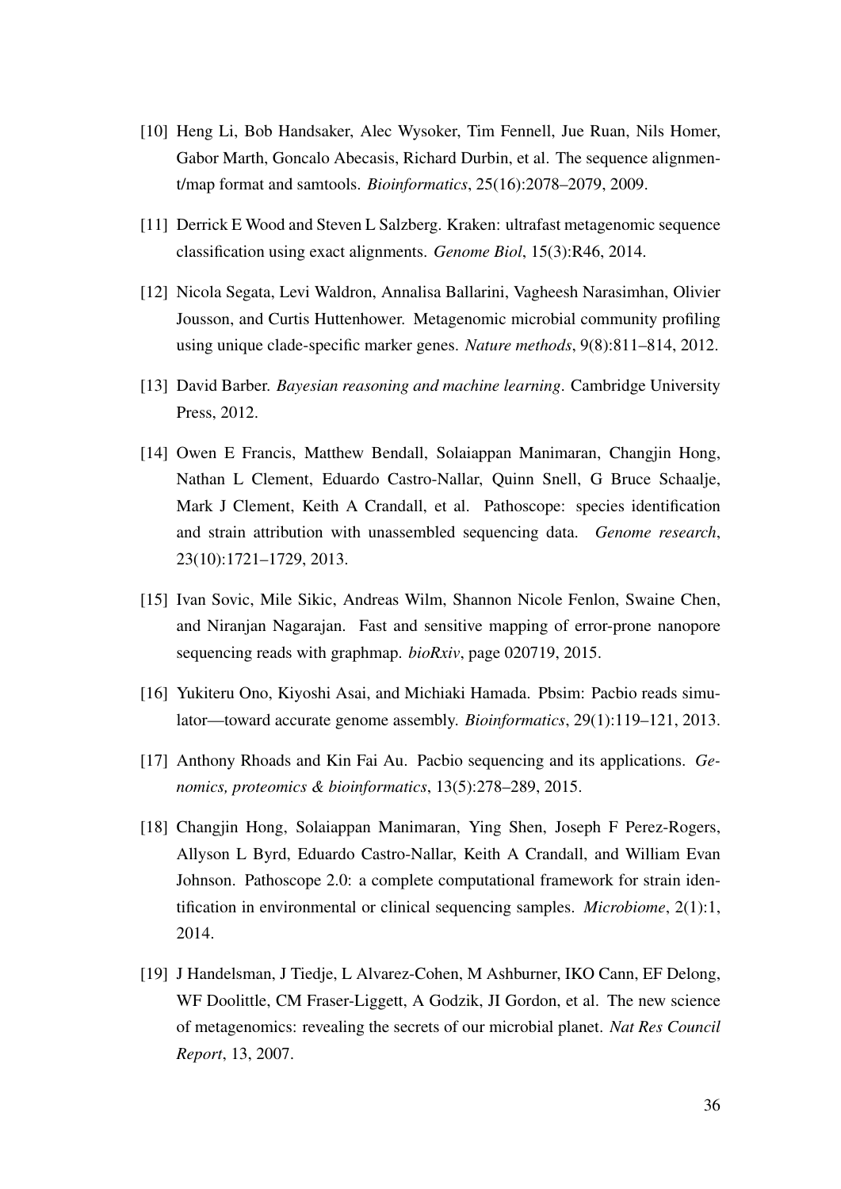[10] Heng Li, Bob Handsaker, Alec Wysoker, Tim Fennell, Jue Ruan, Nils Homer, Gabor Marth, Goncalo Abecasis, Richard Durbin, et al. The sequence alignment/map format and samtools. *Bioinformatics*, 25(16):2078–2079, 2009.

[11] Derrick E Wood and Steven L Salzberg. Kraken: ultrafast metagenomic sequence classification using exact alignments. *Genome Biol*, 15(3):R46, 2014.

[12] Nicola Segata, Levi Waldron, Annalisa Ballarini, Vagheesh Narasimhan, Olivier Jousson, and Curtis Huttenhower. Metagenomic microbial community profiling using unique clade-specific marker genes. *Nature methods*, 9(8):811–814, 2012.

[13] David Barber. *Bayesian reasoning and machine learning*. Cambridge University Press, 2012.

[14] Owen E Francis, Matthew Bendall, Solaiappan Manimaran, Changjin Hong, Nathan L Clement, Eduardo Castro-Nallar, Quinn Snell, G Bruce Schaalje, Mark J Clement, Keith A Crandall, et al. Pathoscope: species identification and strain attribution with unassembled sequencing data. *Genome research*, 23(10):1721–1729, 2013.

[15] Ivan Sovic, Mile Sikic, Andreas Wilm, Shannon Nicole Fenlon, Swaine Chen, and Niranjan Nagarajan. Fast and sensitive mapping of error-prone nanopore sequencing reads with graphmap. *bioRxiv*, page 020719, 2015.

[16] Yukiteru Ono, Kiyoshi Asai, and Michiaki Hamada. Pbsim: Pacbio reads simulator—toward accurate genome assembly. *Bioinformatics*, 29(1):119–121, 2013.

[17] Anthony Rhoads and Kin Fai Au. Pacbio sequencing and its applications. *Genomics, proteomics & bioinformatics*, 13(5):278–289, 2015.

[18] Changjin Hong, Solaiappan Manimaran, Ying Shen, Joseph F Perez-Rogers, Allyson L Byrd, Eduardo Castro-Nallar, Keith A Crandall, and William Evan Johnson. Pathoscope 2.0: a complete computational framework for strain identification in environmental or clinical sequencing samples. *Microbiome*, 2(1):1, 2014.

[19] J Handelsman, J Tiedje, L Alvarez-Cohen, M Ashburner, IKO Cann, EF Delong, WF Doolittle, CM Fraser-Liggett, A Godzik, JI Gordon, et al. The new science of metagenomics: revealing the secrets of our microbial planet. *Nat Res Council Report*, 13, 2007.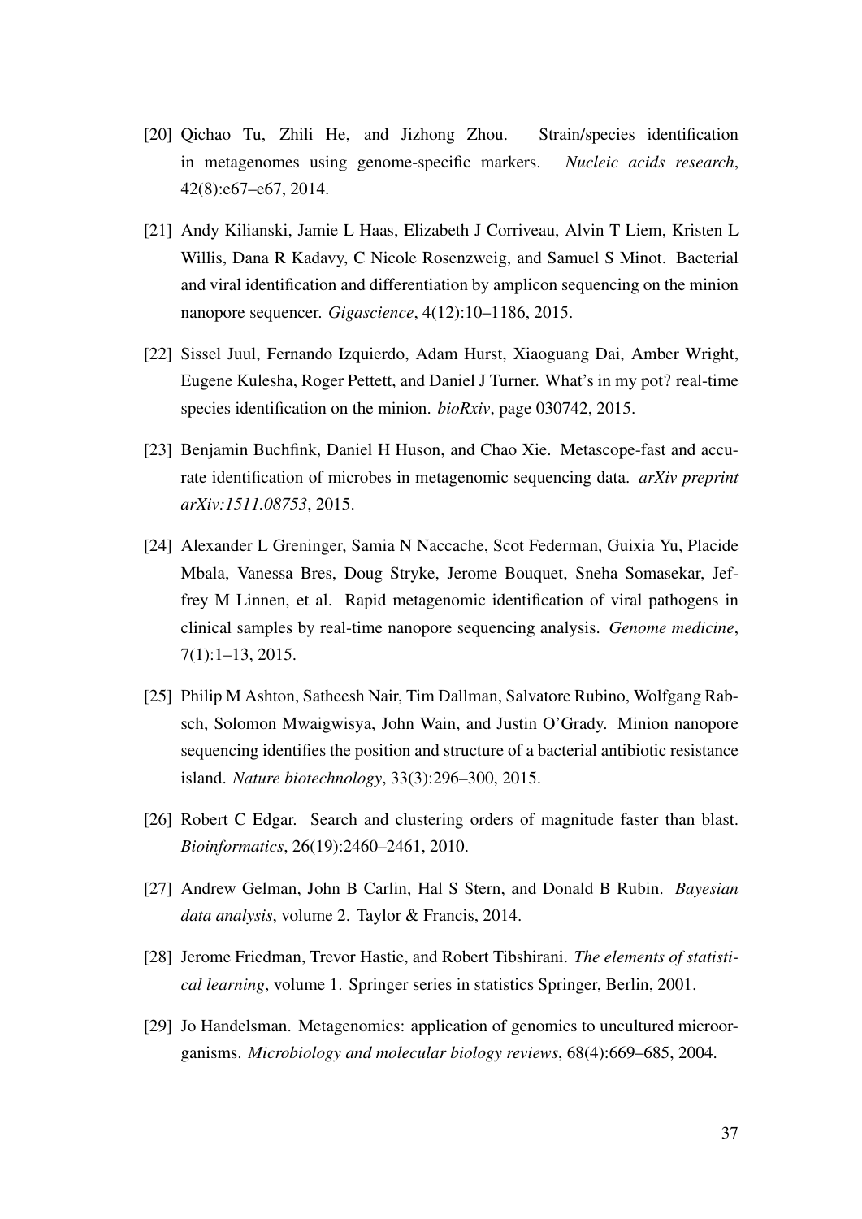[20] Qichao Tu, Zhili He, and Jizhong Zhou. Strain/species identification in metagenomes using genome-specific markers. *Nucleic acids research*, 42(8):e67–e67, 2014.

[21] Andy Kilianski, Jamie L Haas, Elizabeth J Corriveau, Alvin T Liem, Kristen L Willis, Dana R Kadavy, C Nicole Rosenzweig, and Samuel S Minot. Bacterial and viral identification and differentiation by amplicon sequencing on the minion nanopore sequencer. *Gigascience*, 4(12):10–1186, 2015.

[22] Sissel Juul, Fernando Izquierdo, Adam Hurst, Xiaoguang Dai, Amber Wright, Eugene Kulesha, Roger Pettett, and Daniel J Turner. What's in my pot? real-time species identification on the minion. *bioRxiv*, page 030742, 2015.

[23] Benjamin Buchfink, Daniel H Huson, and Chao Xie. Metascope-fast and accurate identification of microbes in metagenomic sequencing data. *arXiv preprint arXiv:1511.08753*, 2015.

[24] Alexander L Greninger, Samia N Naccache, Scot Federman, Guixia Yu, Placide Mbala, Vanessa Bres, Doug Stryke, Jerome Bouquet, Sneha Somasekar, Jeffrey M Linnen, et al. Rapid metagenomic identification of viral pathogens in clinical samples by real-time nanopore sequencing analysis. *Genome medicine*, 7(1):1–13, 2015.

[25] Philip M Ashton, Satheesh Nair, Tim Dallman, Salvatore Rubino, Wolfgang Rabsch, Solomon Mwaigwisya, John Wain, and Justin O'Grady. Minion nanopore sequencing identifies the position and structure of a bacterial antibiotic resistance island. *Nature biotechnology*, 33(3):296–300, 2015.

[26] Robert C Edgar. Search and clustering orders of magnitude faster than blast. *Bioinformatics*, 26(19):2460–2461, 2010.

[27] Andrew Gelman, John B Carlin, Hal S Stern, and Donald B Rubin. *Bayesian data analysis*, volume 2. Taylor & Francis, 2014.

[28] Jerome Friedman, Trevor Hastie, and Robert Tibshirani. *The elements of statistical learning*, volume 1. Springer series in statistics Springer, Berlin, 2001.

[29] Jo Handelsman. Metagenomics: application of genomics to uncultured microorganisms. *Microbiology and molecular biology reviews*, 68(4):669–685, 2004.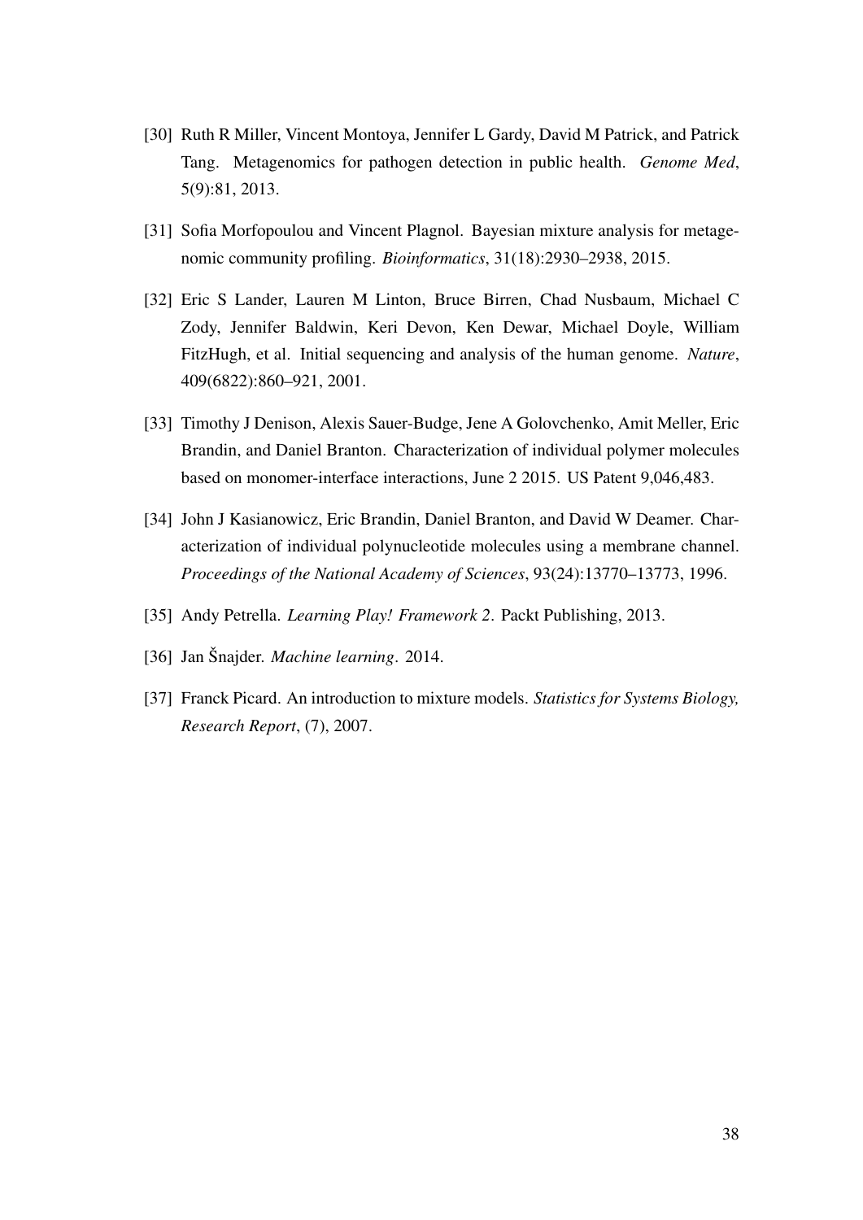[30] Ruth R Miller, Vincent Montoya, Jennifer L Gardy, David M Patrick, and Patrick Tang. Metagenomics for pathogen detection in public health. *Genome Med*, 5(9):81, 2013.

[31] Sofia Morfopoulou and Vincent Plagnol. Bayesian mixture analysis for metagenomic community profiling. *Bioinformatics*, 31(18):2930–2938, 2015.

[32] Eric S Lander, Lauren M Linton, Bruce Birren, Chad Nusbaum, Michael C Zody, Jennifer Baldwin, Keri Devon, Ken Dewar, Michael Doyle, William FitzHugh, et al. Initial sequencing and analysis of the human genome. *Nature*, 409(6822):860–921, 2001.

[33] Timothy J Denison, Alexis Sauer-Budge, Jene A Golovchenko, Amit Meller, Eric Brandin, and Daniel Branton. Characterization of individual polymer molecules based on monomer-interface interactions, June 2 2015. US Patent 9,046,483.

[34] John J Kasianowicz, Eric Brandin, Daniel Branton, and David W Deamer. Characterization of individual polynucleotide molecules using a membrane channel. *Proceedings of the National Academy of Sciences*, 93(24):13770–13773, 1996.

[35] Andy Petrella. *Learning Play! Framework 2*. Packt Publishing, 2013.

[36] Jan Šnajder. *Machine learning*. 2014.

[37] Franck Picard. An introduction to mixture models. *Statistics for Systems Biology, Research Report*, (7), 2007.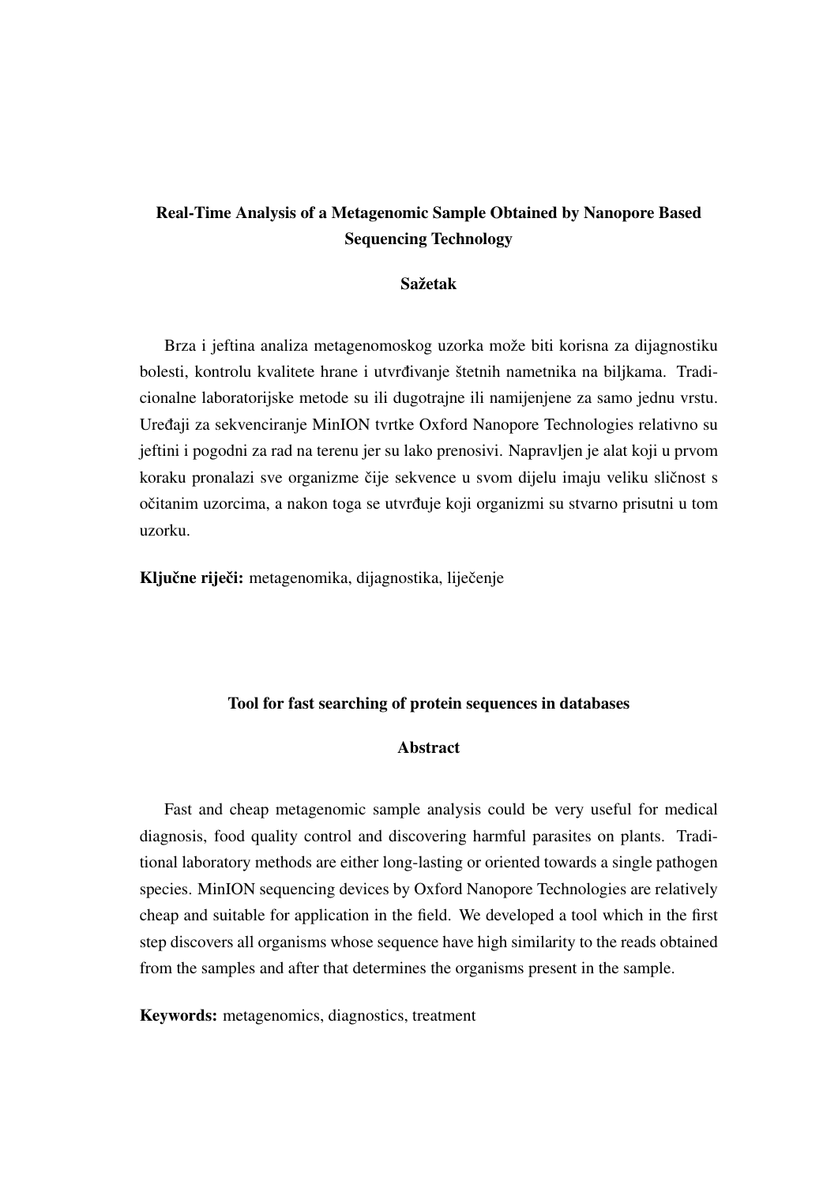**Real-Time Analysis of a Metagenomic Sample Obtained by Nanopore Based Sequencing Technology**

**Sažetak**

Brza i jeftina analiza metagenomoskog uzorka može biti korisna za dijagnostiku bolesti, kontrolu kvalitete hrane i utvrđivanje štetnih nametnika na biljkama. Tradicionalne laboratorijske metode su ili dugotrajne ili namijenjene za samo jednu vrstu. Uređaji za sekvenciranje MinION tvrtke Oxford Nanopore Technologies relativno su jeftini i pogodni za rad na terenu jer su lako prenosivi. Napravljen je alat koji u prvom koraku pronalazi sve organizme čije sekvence u svom dijelu imaju veliku sličnost s očitanim uzorcima, a nakon toga se utvrđuje koji organizmi su stvarno prisutni u tom uzorku.

**Ključne riječi:** metagenomika, dijagnostika, liječenje

**Tool for fast searching of protein sequences in databases**

**Abstract**

Fast and cheap metagenomic sample analysis could be very useful for medical diagnosis, food quality control and discovering harmful parasites on plants. Traditional laboratory methods are either long-lasting or oriented towards a single pathogen species. MinION sequencing devices by Oxford Nanopore Technologies are relatively cheap and suitable for application in the field. We developed a tool which in the first step discovers all organisms whose sequence have high similarity to the reads obtained from the samples and after that determines the organisms present in the sample.

**Keywords:** metagenomics, diagnostics, treatment